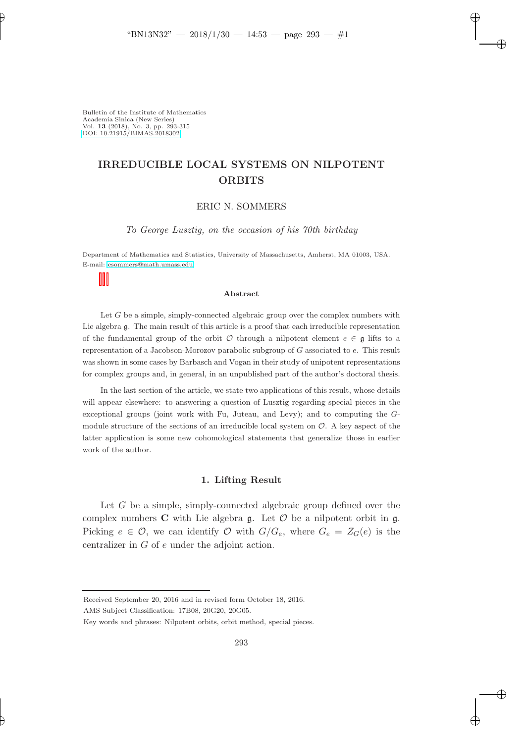Bulletin of the Institute of Mathematics
Academia Sinica (New Series)
Vol. **13** (2018), No. 3, pp. 293-315
DOI: 10.21915/BIMAS.2018302

# IRREDUCIBLE LOCAL SYSTEMS ON NILPOTENT ORBITS

ERIC N. SOMMERS

*To George Lusztig, on the occasion of his 70th birthday*

Department of Mathematics and Statistics, University of Massachusetts, Amherst, MA 01003, USA.
E-mail: esommers@math.umass.edu

### Abstract

Let $G$ be a simple, simply-connected algebraic group over the complex numbers with Lie algebra $\mathfrak{g}$. The main result of this article is a proof that each irreducible representation of the fundamental group of the orbit $\mathcal{O}$ through a nilpotent element $e \in \mathfrak{g}$ lifts to a representation of a Jacobson-Morozov parabolic subgroup of $G$ associated to $e$. This result was shown in some cases by Barbasch and Vogan in their study of unipotent representations for complex groups and, in general, in an unpublished part of the author's doctoral thesis.

In the last section of the article, we state two applications of this result, whose details will appear elsewhere: to answering a question of Lusztig regarding special pieces in the exceptional groups (joint work with Fu, Juteau, and Levy); and to computing the $G$-module structure of the sections of an irreducible local system on $\mathcal{O}$. A key aspect of the latter application is some new cohomological statements that generalize those in earlier work of the author.

## 1. Lifting Result

Let $G$ be a simple, simply-connected algebraic group defined over the complex numbers $\mathbf{C}$ with Lie algebra $\mathfrak{g}$. Let $\mathcal{O}$ be a nilpotent orbit in $\mathfrak{g}$. Picking $e \in \mathcal{O}$, we can identify $\mathcal{O}$ with $G/G_e$, where $G_e = Z_G(e)$ is the centralizer in $G$ of $e$ under the adjoint action.

Received September 20, 2016 and in revised form October 18, 2016.

AMS Subject Classification: 17B08, 20G20, 20G05.

Key words and phrases: Nilpotent orbits, orbit method, special pieces.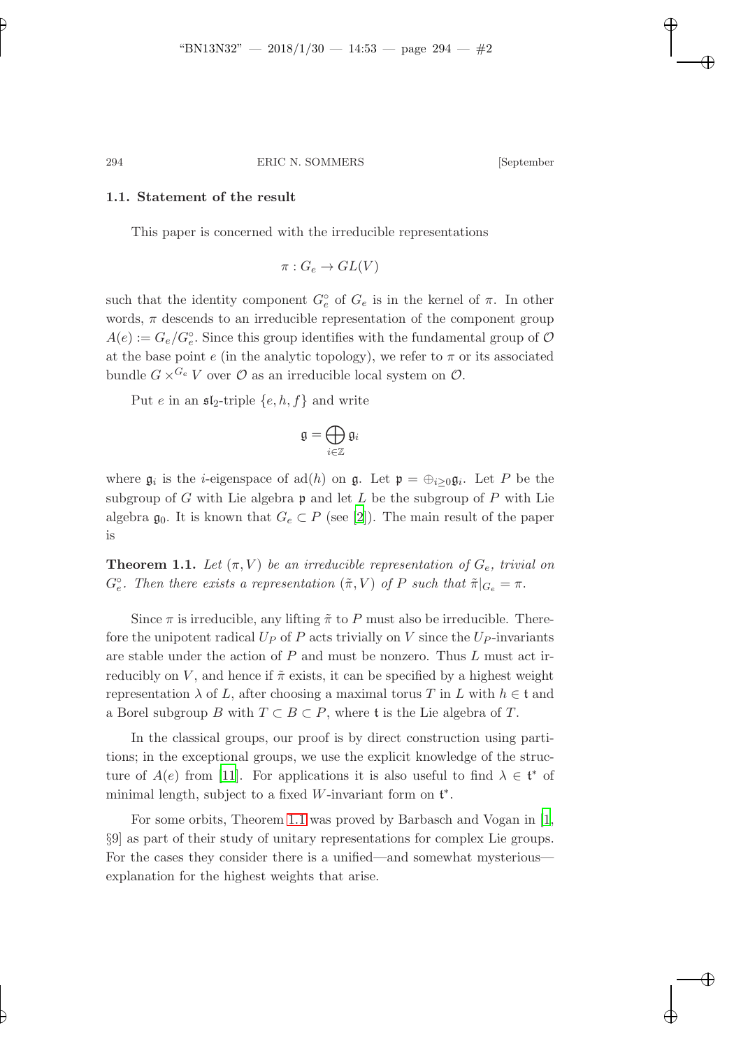### 1.1. Statement of the result

This paper is concerned with the irreducible representations

$$\pi : G_e \to GL(V)$$

such that the identity component $G_e^\circ$ of $G_e$ is in the kernel of $\pi$. In other words, $\pi$ descends to an irreducible representation of the component group $A(e) := G_e/G_e^\circ$. Since this group identifies with the fundamental group of $\mathcal{O}$ at the base point $e$ (in the analytic topology), we refer to $\pi$ or its associated bundle $G \times^{G_e} V$ over $\mathcal{O}$ as an irreducible local system on $\mathcal{O}$.

Put $e$ in an $\mathfrak{sl}_2$-triple $\{e, h, f\}$ and write

$$\mathfrak{g} = \bigoplus_{i \in \mathbb{Z}} \mathfrak{g}_i$$

where $\mathfrak{g}_i$ is the $i$-eigenspace of $\mathrm{ad}(h)$ on $\mathfrak{g}$. Let $\mathfrak{p} = \oplus_{i \geq 0} \mathfrak{g}_i$. Let $P$ be the subgroup of $G$ with Lie algebra $\mathfrak{p}$ and let $L$ be the subgroup of $P$ with Lie algebra $\mathfrak{g}_0$. It is known that $G_e \subset P$ (see [2]). The main result of the paper is

**Theorem 1.1.** *Let $(\pi, V)$ be an irreducible representation of $G_e$, trivial on $G_e^\circ$. Then there exists a representation $(\tilde{\pi}, V)$ of $P$ such that $\tilde{\pi}|_{G_e} = \pi$.*

Since $\pi$ is irreducible, any lifting $\tilde{\pi}$ to $P$ must also be irreducible. Therefore the unipotent radical $U_P$ of $P$ acts trivially on $V$ since the $U_P$-invariants are stable under the action of $P$ and must be nonzero. Thus $L$ must act irreducibly on $V$, and hence if $\tilde{\pi}$ exists, it can be specified by a highest weight representation $\lambda$ of $L$, after choosing a maximal torus $T$ in $L$ with $h \in \mathfrak{t}$ and a Borel subgroup $B$ with $T \subset B \subset P$, where $\mathfrak{t}$ is the Lie algebra of $T$.

In the classical groups, our proof is by direct construction using partitions; in the exceptional groups, we use the explicit knowledge of the structure of $A(e)$ from [11]. For applications it is also useful to find $\lambda \in \mathfrak{t}^*$ of minimal length, subject to a fixed $W$-invariant form on $\mathfrak{t}^*$.

For some orbits, Theorem 1.1 was proved by Barbasch and Vogan in [1, §9] as part of their study of unitary representations for complex Lie groups. For the cases they consider there is a unified—and somewhat mysterious—explanation for the highest weights that arise.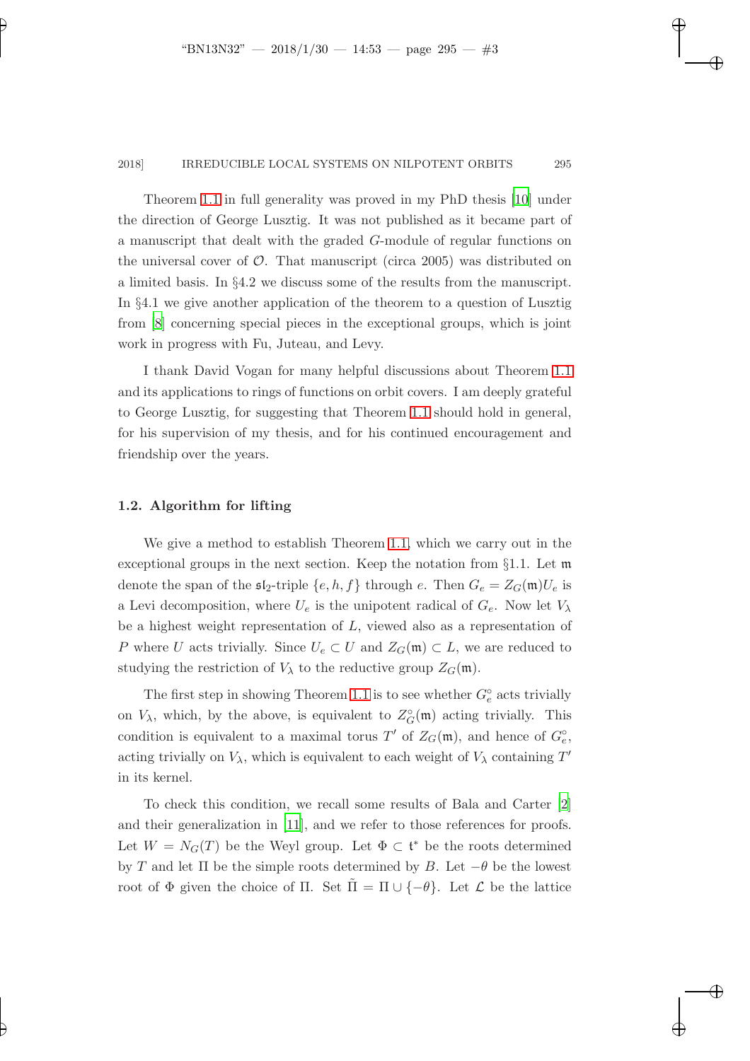Theorem 1.1 in full generality was proved in my PhD thesis [10] under the direction of George Lusztig. It was not published as it became part of a manuscript that dealt with the graded $G$-module of regular functions on the universal cover of $\mathcal{O}$. That manuscript (circa 2005) was distributed on a limited basis. In §4.2 we discuss some of the results from the manuscript. In §4.1 we give another application of the theorem to a question of Lusztig from [8] concerning special pieces in the exceptional groups, which is joint work in progress with Fu, Juteau, and Levy.

I thank David Vogan for many helpful discussions about Theorem 1.1 and its applications to rings of functions on orbit covers. I am deeply grateful to George Lusztig, for suggesting that Theorem 1.1 should hold in general, for his supervision of my thesis, and for his continued encouragement and friendship over the years.

### 1.2. Algorithm for lifting

We give a method to establish Theorem 1.1, which we carry out in the exceptional groups in the next section. Keep the notation from §1.1. Let $\mathfrak{m}$ denote the span of the $\mathfrak{sl}_2$-triple $\{e, h, f\}$ through $e$. Then $G_e = Z_G(\mathfrak{m})U_e$ is a Levi decomposition, where $U_e$ is the unipotent radical of $G_e$. Now let $V_\lambda$ be a highest weight representation of $L$, viewed also as a representation of $P$ where $U$ acts trivially. Since $U_e \subset U$ and $Z_G(\mathfrak{m}) \subset L$, we are reduced to studying the restriction of $V_\lambda$ to the reductive group $Z_G(\mathfrak{m})$.

The first step in showing Theorem 1.1 is to see whether $G_e^\circ$ acts trivially on $V_\lambda$, which, by the above, is equivalent to $Z_G^\circ(\mathfrak{m})$ acting trivially. This condition is equivalent to a maximal torus $T'$ of $Z_G(\mathfrak{m})$, and hence of $G_e^\circ$, acting trivially on $V_\lambda$, which is equivalent to each weight of $V_\lambda$ containing $T'$ in its kernel.

To check this condition, we recall some results of Bala and Carter [2] and their generalization in [11], and we refer to those references for proofs. Let $W = N_G(T)$ be the Weyl group. Let $\Phi \subset \mathfrak{t}^*$ be the roots determined by $T$ and let $\Pi$ be the simple roots determined by $B$. Let $-\theta$ be the lowest root of $\Phi$ given the choice of $\Pi$. Set $\tilde{\Pi} = \Pi \cup \{-\theta\}$. Let $\mathcal{L}$ be the lattice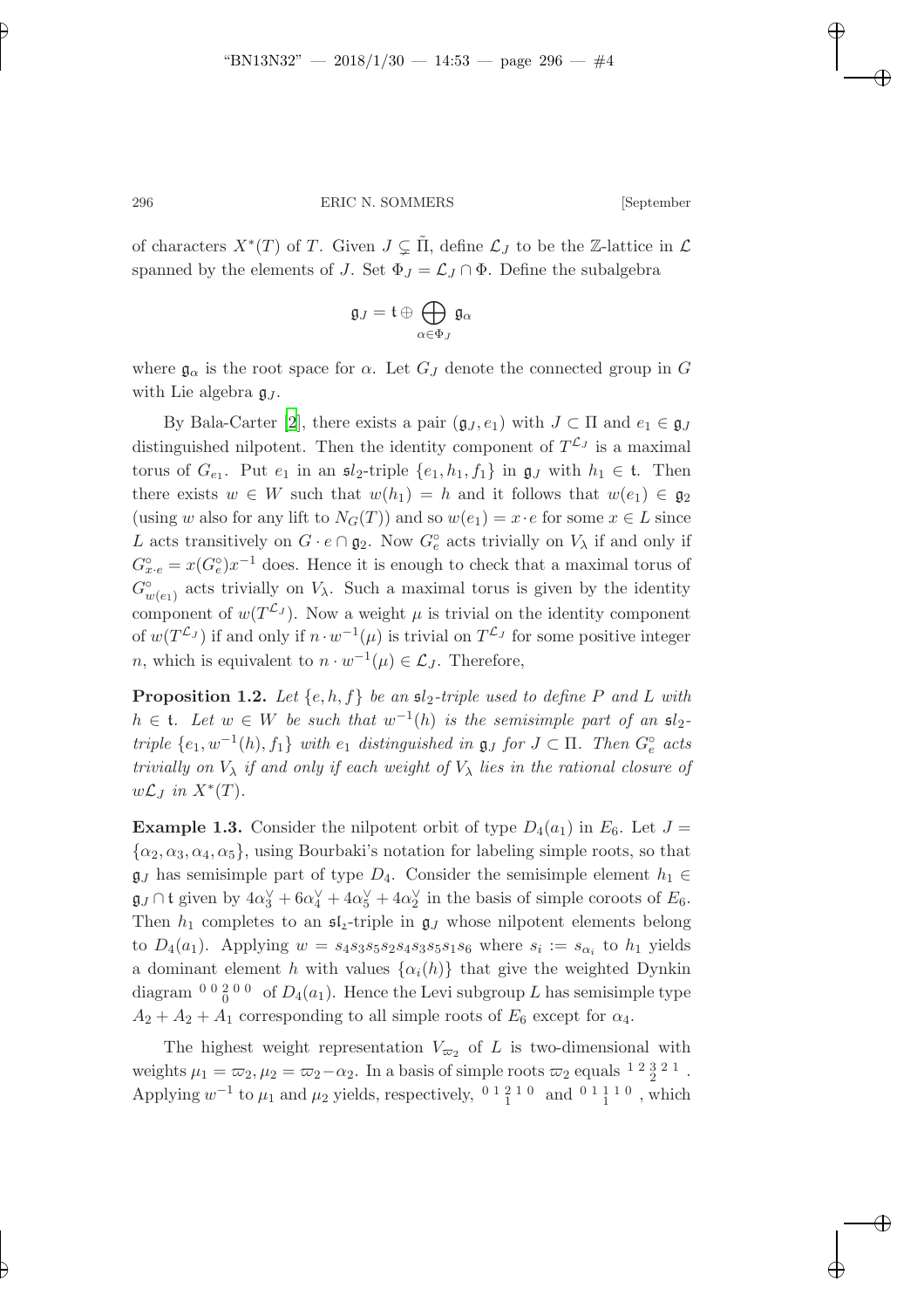of characters $X^*(T)$ of $T$. Given $J \subsetneq \tilde{\Pi}$, define $\mathcal{L}_J$ to be the $\mathbb{Z}$-lattice in $\mathcal{L}$ spanned by the elements of $J$. Set $\Phi_J = \mathcal{L}_J \cap \Phi$. Define the subalgebra

$$\mathfrak{g}_J = \mathfrak{t} \oplus \bigoplus_{\alpha \in \Phi_J} \mathfrak{g}_\alpha$$

where $\mathfrak{g}_\alpha$ is the root space for $\alpha$. Let $G_J$ denote the connected group in $G$ with Lie algebra $\mathfrak{g}_J$.

By Bala-Carter [2], there exists a pair $(\mathfrak{g}_J, e_1)$ with $J \subset \Pi$ and $e_1 \in \mathfrak{g}_J$ distinguished nilpotent. Then the identity component of $T^{\mathcal{L}_J}$ is a maximal torus of $G_{e_1}$. Put $e_1$ in an $\mathfrak{sl}_2$-triple $\{e_1, h_1, f_1\}$ in $\mathfrak{g}_J$ with $h_1 \in \mathfrak{t}$. Then there exists $w \in W$ such that $w(h_1) = h$ and it follows that $w(e_1) \in \mathfrak{g}_2$ (using $w$ also for any lift to $N_G(T)$) and so $w(e_1) = x \cdot e$ for some $x \in L$ since $L$ acts transitively on $G \cdot e \cap \mathfrak{g}_2$. Now $G_e^\circ$ acts trivially on $V_\lambda$ if and only if $G_{x\cdot e}^\circ = x(G_e^\circ)x^{-1}$ does. Hence it is enough to check that a maximal torus of $G_{w(e_1)}^\circ$ acts trivially on $V_\lambda$. Such a maximal torus is given by the identity component of $w(T^{\mathcal{L}_J})$. Now a weight $\mu$ is trivial on the identity component of $w(T^{\mathcal{L}_J})$ if and only if $n \cdot w^{-1}(\mu)$ is trivial on $T^{\mathcal{L}_J}$ for some positive integer $n$, which is equivalent to $n \cdot w^{-1}(\mu) \in \mathcal{L}_J$. Therefore,

**Proposition 1.2.** *Let $\{e, h, f\}$ be an $\mathfrak{sl}_2$-triple used to define $P$ and $L$ with $h \in \mathfrak{t}$. Let $w \in W$ be such that $w^{-1}(h)$ is the semisimple part of an $\mathfrak{sl}_2$-triple $\{e_1, w^{-1}(h), f_1\}$ with $e_1$ distinguished in $\mathfrak{g}_J$ for $J \subset \Pi$. Then $G_e^\circ$ acts trivially on $V_\lambda$ if and only if each weight of $V_\lambda$ lies in the rational closure of $w\mathcal{L}_J$ in $X^*(T)$.*

**Example 1.3.** Consider the nilpotent orbit of type $D_4(a_1)$ in $E_6$. Let $J = \{\alpha_2, \alpha_3, \alpha_4, \alpha_5\}$, using Bourbaki's notation for labeling simple roots, so that $\mathfrak{g}_J$ has semisimple part of type $D_4$. Consider the semisimple element $h_1 \in \mathfrak{g}_J \cap \mathfrak{t}$ given by $4\alpha_3^\vee + 6\alpha_4^\vee + 4\alpha_5^\vee + 4\alpha_2^\vee$ in the basis of simple coroots of $E_6$. Then $h_1$ completes to an $\mathfrak{sl}_2$-triple in $\mathfrak{g}_J$ whose nilpotent elements belong to $D_4(a_1)$. Applying $w = s_4 s_3 s_5 s_2 s_4 s_3 s_5 s_1 s_6$ where $s_i := s_{\alpha_i}$ to $h_1$ yields a dominant element $h$ with values $\{\alpha_i(h)\}$ that give the weighted Dynkin diagram ${}^{0\,0\,\overset{2}{0}\,0\,0}$ of $D_4(a_1)$. Hence the Levi subgroup $L$ has semisimple type $A_2 + A_2 + A_1$ corresponding to all simple roots of $E_6$ except for $\alpha_4$.

The highest weight representation $V_{\varpi_2}$ of $L$ is two-dimensional with weights $\mu_1 = \varpi_2, \mu_2 = \varpi_2 - \alpha_2$. In a basis of simple roots $\varpi_2$ equals ${}^{1\,2\,\overset{3}{2}\,2\,1}$. Applying $w^{-1}$ to $\mu_1$ and $\mu_2$ yields, respectively, ${}^{0\,1\,\overset{2}{1}\,1\,0}$ and ${}^{0\,1\,\overset{1}{1}\,1\,0}$, which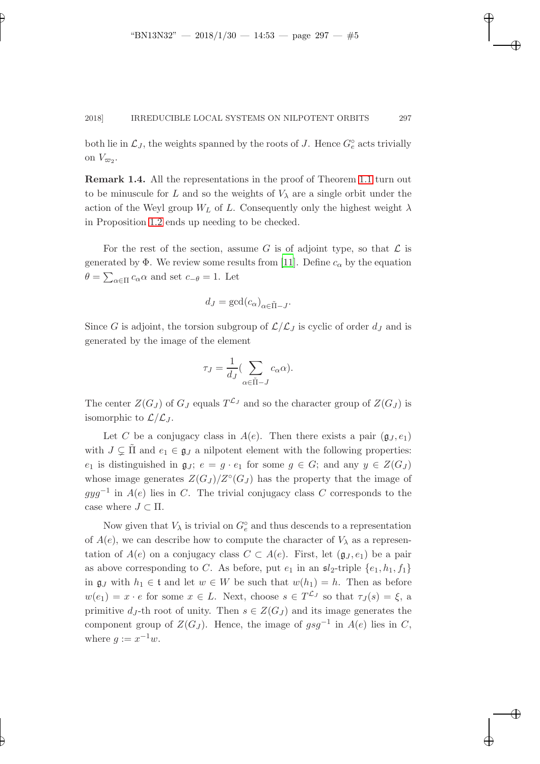both lie in $\mathcal{L}_J$, the weights spanned by the roots of $J$. Hence $G_e^\circ$ acts trivially on $V_{\varpi_2}$.

**Remark 1.4.** All the representations in the proof of Theorem 1.1 turn out to be minuscule for $L$ and so the weights of $V_\lambda$ are a single orbit under the action of the Weyl group $W_L$ of $L$. Consequently only the highest weight $\lambda$ in Proposition 1.2 ends up needing to be checked.

For the rest of the section, assume $G$ is of adjoint type, so that $\mathcal{L}$ is generated by $\Phi$. We review some results from [11]. Define $c_\alpha$ by the equation $\theta = \sum_{\alpha\in\Pi} c_\alpha \alpha$ and set $c_{-\theta} = 1$. Let

$$d_J = \gcd(c_\alpha)_{\alpha\in\tilde{\Pi}-J}.$$

Since $G$ is adjoint, the torsion subgroup of $\mathcal{L}/\mathcal{L}_J$ is cyclic of order $d_J$ and is generated by the image of the element

$$\tau_J = \frac{1}{d_J}\Big(\sum_{\alpha\in\tilde{\Pi}-J} c_\alpha \alpha\Big).$$

The center $Z(G_J)$ of $G_J$ equals $T^{\mathcal{L}_J}$ and so the character group of $Z(G_J)$ is isomorphic to $\mathcal{L}/\mathcal{L}_J$.

Let $C$ be a conjugacy class in $A(e)$. Then there exists a pair $(\mathfrak{g}_J, e_1)$ with $J \subsetneq \tilde{\Pi}$ and $e_1 \in \mathfrak{g}_J$ a nilpotent element with the following properties: $e_1$ is distinguished in $\mathfrak{g}_J$; $e = g\cdot e_1$ for some $g\in G$; and any $y \in Z(G_J)$ whose image generates $Z(G_J)/Z^\circ(G_J)$ has the property that the image of $gyg^{-1}$ in $A(e)$ lies in $C$. The trivial conjugacy class $C$ corresponds to the case where $J \subset \Pi$.

Now given that $V_\lambda$ is trivial on $G_e^\circ$ and thus descends to a representation of $A(e)$, we can describe how to compute the character of $V_\lambda$ as a representation of $A(e)$ on a conjugacy class $C \subset A(e)$. First, let $(\mathfrak{g}_J, e_1)$ be a pair as above corresponding to $C$. As before, put $e_1$ in an $\mathfrak{sl}_2$-triple $\{e_1, h_1, f_1\}$ in $\mathfrak{g}_J$ with $h_1 \in \mathfrak{t}$ and let $w \in W$ be such that $w(h_1) = h$. Then as before $w(e_1) = x\cdot e$ for some $x \in L$. Next, choose $s \in T^{\mathcal{L}_J}$ so that $\tau_J(s) = \xi$, a primitive $d_J$-th root of unity. Then $s \in Z(G_J)$ and its image generates the component group of $Z(G_J)$. Hence, the image of $gsg^{-1}$ in $A(e)$ lies in $C$, where $g := x^{-1}w$.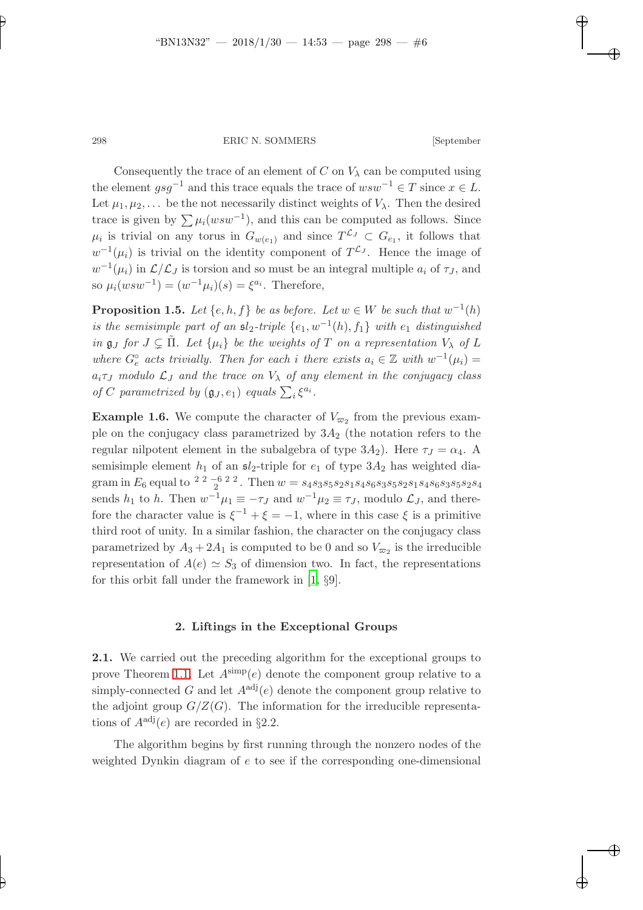Consequently the trace of an element of $C$ on $V_\lambda$ can be computed using the element $gsg^{-1}$ and this trace equals the trace of $wsw^{-1} \in T$ since $x \in L$. Let $\mu_1, \mu_2, \ldots$ be the not necessarily distinct weights of $V_\lambda$. Then the desired trace is given by $\sum \mu_i(wsw^{-1})$, and this can be computed as follows. Since $\mu_i$ is trivial on any torus in $G_{w(e_1)}$ and since $T^{\mathcal{L}_J} \subset G_{e_1}$, it follows that $w^{-1}(\mu_i)$ is trivial on the identity component of $T^{\mathcal{L}_J}$. Hence the image of $w^{-1}(\mu_i)$ in $\mathcal{L}/\mathcal{L}_J$ is torsion and so must be an integral multiple $a_i$ of $\tau_J$, and so $\mu_i(wsw^{-1}) = (w^{-1}\mu_i)(s) = \xi^{a_i}$. Therefore,

**Proposition 1.5.** *Let $\{e, h, f\}$ be as before. Let $w \in W$ be such that $w^{-1}(h)$ is the semisimple part of an $\mathfrak{sl}_2$-triple $\{e_1, w^{-1}(h), f_1\}$ with $e_1$ distinguished in $\mathfrak{g}_J$ for $J \subsetneq \tilde{\Pi}$. Let $\{\mu_i\}$ be the weights of $T$ on a representation $V_\lambda$ of $L$ where $G_e^\circ$ acts trivially. Then for each $i$ there exists $a_i \in \mathbb{Z}$ with $w^{-1}(\mu_i) = a_i\tau_J$ modulo $\mathcal{L}_J$ and the trace on $V_\lambda$ of any element in the conjugacy class of $C$ parametrized by $(\mathfrak{g}_J, e_1)$ equals $\sum_i \xi^{a_i}$.*

**Example 1.6.** We compute the character of $V_{\varpi_2}$ from the previous example on the conjugacy class parametrized by $3A_2$ (the notation refers to the regular nilpotent element in the subalgebra of type $3A_2$). Here $\tau_J = \alpha_4$. A semisimple element $h_1$ of an $\mathfrak{sl}_2$-triple for $e_1$ of type $3A_2$ has weighted diagram in $E_6$ equal to ${}^{2\ 2}\ {}^{-6}_{\ 2}\ {}^{2\ 2}$. Then $w = s_4s_3s_5s_2s_1s_4s_6s_3s_5s_2s_1s_4s_6s_3s_5s_2s_4$ sends $h_1$ to $h$. Then $w^{-1}\mu_1 \equiv -\tau_J$ and $w^{-1}\mu_2 \equiv \tau_J$, modulo $\mathcal{L}_J$, and therefore the character value is $\xi^{-1} + \xi = -1$, where in this case $\xi$ is a primitive third root of unity. In a similar fashion, the character on the conjugacy class parametrized by $A_3 + 2A_1$ is computed to be 0 and so $V_{\varpi_2}$ is the irreducible representation of $A(e) \simeq S_3$ of dimension two. In fact, the representations for this orbit fall under the framework in [1, §9].

## 2. Liftings in the Exceptional Groups

**2.1.** We carried out the preceding algorithm for the exceptional groups to prove Theorem 1.1. Let $A^{\text{simp}}(e)$ denote the component group relative to a simply-connected $G$ and let $A^{\text{adj}}(e)$ denote the component group relative to the adjoint group $G/Z(G)$. The information for the irreducible representations of $A^{\text{adj}}(e)$ are recorded in §2.2.

The algorithm begins by first running through the nonzero nodes of the weighted Dynkin diagram of $e$ to see if the corresponding one-dimensional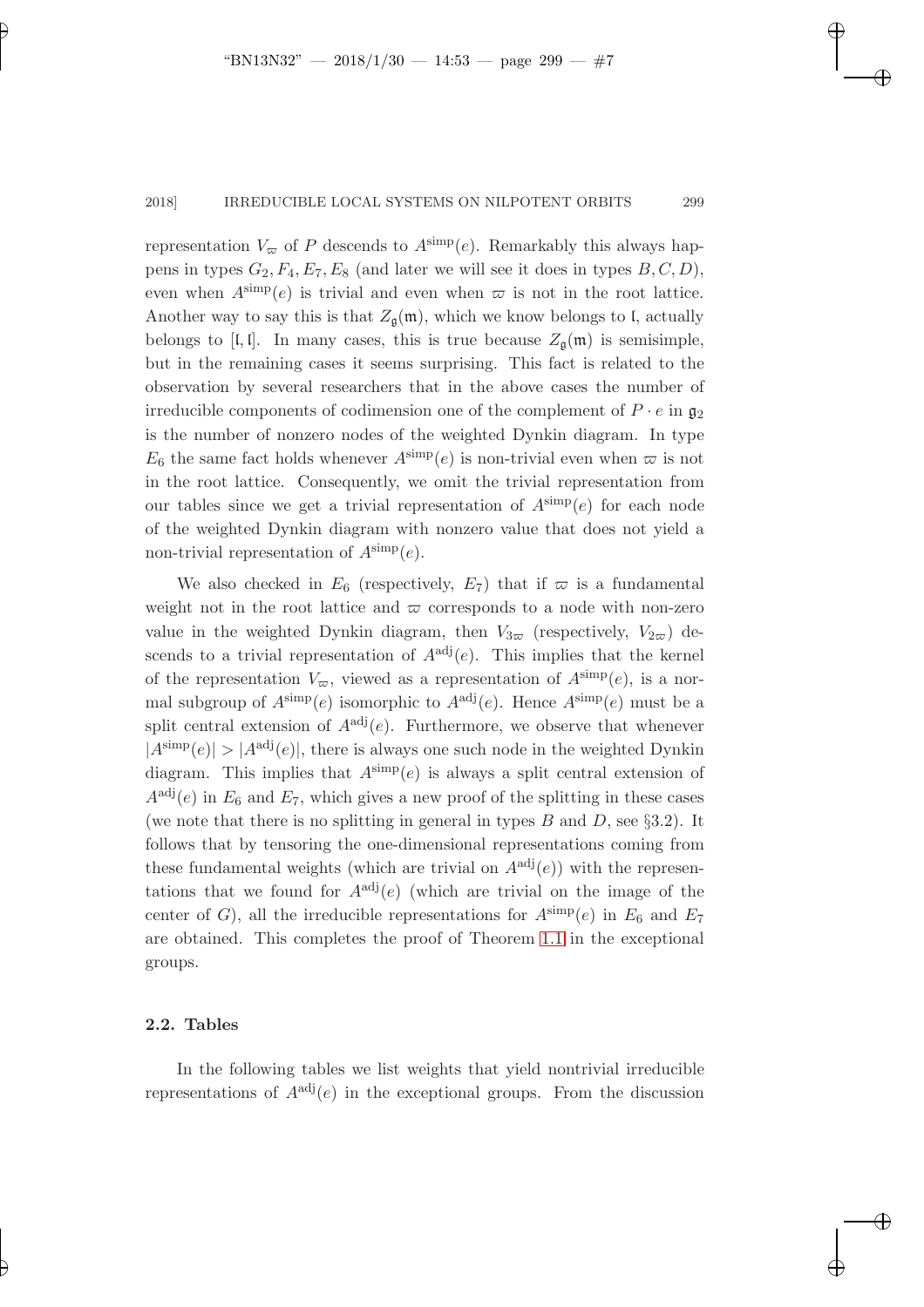representation $V_\varpi$ of $P$ descends to $A^{\mathrm{simp}}(e)$. Remarkably this always happens in types $G_2, F_4, E_7, E_8$ (and later we will see it does in types $B, C, D$), even when $A^{\mathrm{simp}}(e)$ is trivial and even when $\varpi$ is not in the root lattice. Another way to say this is that $Z_{\mathfrak{g}}(\mathfrak{m})$, which we know belongs to $\mathfrak{l}$, actually belongs to $[\mathfrak{l}, \mathfrak{l}]$. In many cases, this is true because $Z_{\mathfrak{g}}(\mathfrak{m})$ is semisimple, but in the remaining cases it seems surprising. This fact is related to the observation by several researchers that in the above cases the number of irreducible components of codimension one of the complement of $P \cdot e$ in $\mathfrak{g}_2$ is the number of nonzero nodes of the weighted Dynkin diagram. In type $E_6$ the same fact holds whenever $A^{\mathrm{simp}}(e)$ is non-trivial even when $\varpi$ is not in the root lattice. Consequently, we omit the trivial representation from our tables since we get a trivial representation of $A^{\mathrm{simp}}(e)$ for each node of the weighted Dynkin diagram with nonzero value that does not yield a non-trivial representation of $A^{\mathrm{simp}}(e)$.

We also checked in $E_6$ (respectively, $E_7$) that if $\varpi$ is a fundamental weight not in the root lattice and $\varpi$ corresponds to a node with non-zero value in the weighted Dynkin diagram, then $V_{3\varpi}$ (respectively, $V_{2\varpi}$) descends to a trivial representation of $A^{\mathrm{adj}}(e)$. This implies that the kernel of the representation $V_\varpi$, viewed as a representation of $A^{\mathrm{simp}}(e)$, is a normal subgroup of $A^{\mathrm{simp}}(e)$ isomorphic to $A^{\mathrm{adj}}(e)$. Hence $A^{\mathrm{simp}}(e)$ must be a split central extension of $A^{\mathrm{adj}}(e)$. Furthermore, we observe that whenever $|A^{\mathrm{simp}}(e)| > |A^{\mathrm{adj}}(e)|$, there is always one such node in the weighted Dynkin diagram. This implies that $A^{\mathrm{simp}}(e)$ is always a split central extension of $A^{\mathrm{adj}}(e)$ in $E_6$ and $E_7$, which gives a new proof of the splitting in these cases (we note that there is no splitting in general in types $B$ and $D$, see §3.2). It follows that by tensoring the one-dimensional representations coming from these fundamental weights (which are trivial on $A^{\mathrm{adj}}(e)$) with the representations that we found for $A^{\mathrm{adj}}(e)$ (which are trivial on the image of the center of $G$), all the irreducible representations for $A^{\mathrm{simp}}(e)$ in $E_6$ and $E_7$ are obtained. This completes the proof of Theorem 1.1 in the exceptional groups.

### 2.2. Tables

In the following tables we list weights that yield nontrivial irreducible representations of $A^{\mathrm{adj}}(e)$ in the exceptional groups. From the discussion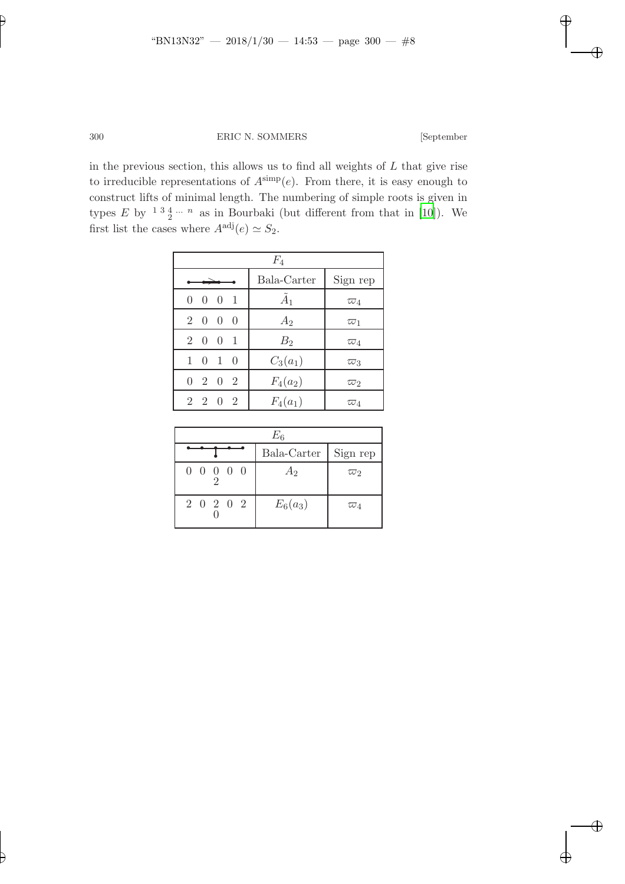in the previous section, this allows us to find all weights of $L$ that give rise to irreducible representations of $A^{\mathrm{simp}}(e)$. From there, it is easy enough to construct lifts of minimal length. The numbering of simple roots is given in types $E$ by ${}^{1\,3\,\substack{4\\2}\,\cdots\,n}$ as in Bourbaki (but different from that in [10]). We first list the cases where $A^{\mathrm{adj}}(e) \simeq S_2$.

| $F_4$ | | |
|---|---|---|
| (Dynkin diagram) | Bala-Carter | Sign rep |
| 0 0 0 1 | $\tilde{A}_1$ | $\varpi_4$ |
| 2 0 0 0 | $A_2$ | $\varpi_1$ |
| 2 0 0 1 | $B_2$ | $\varpi_4$ |
| 1 0 1 0 | $C_3(a_1)$ | $\varpi_3$ |
| 0 2 0 2 | $F_4(a_2)$ | $\varpi_2$ |
| 2 2 0 2 | $F_4(a_1)$ | $\varpi_4$ |

| $E_6$ | | |
|---|---|---|
| (Dynkin diagram) | Bala-Carter | Sign rep |
| $\begin{smallmatrix} 0 & 0 & 0 & 0 & 0 \\ & & 2 & & \end{smallmatrix}$ | $A_2$ | $\varpi_2$ |
| $\begin{smallmatrix} 2 & 0 & 2 & 0 & 2 \\ & & 0 & & \end{smallmatrix}$ | $E_6(a_3)$ | $\varpi_4$ |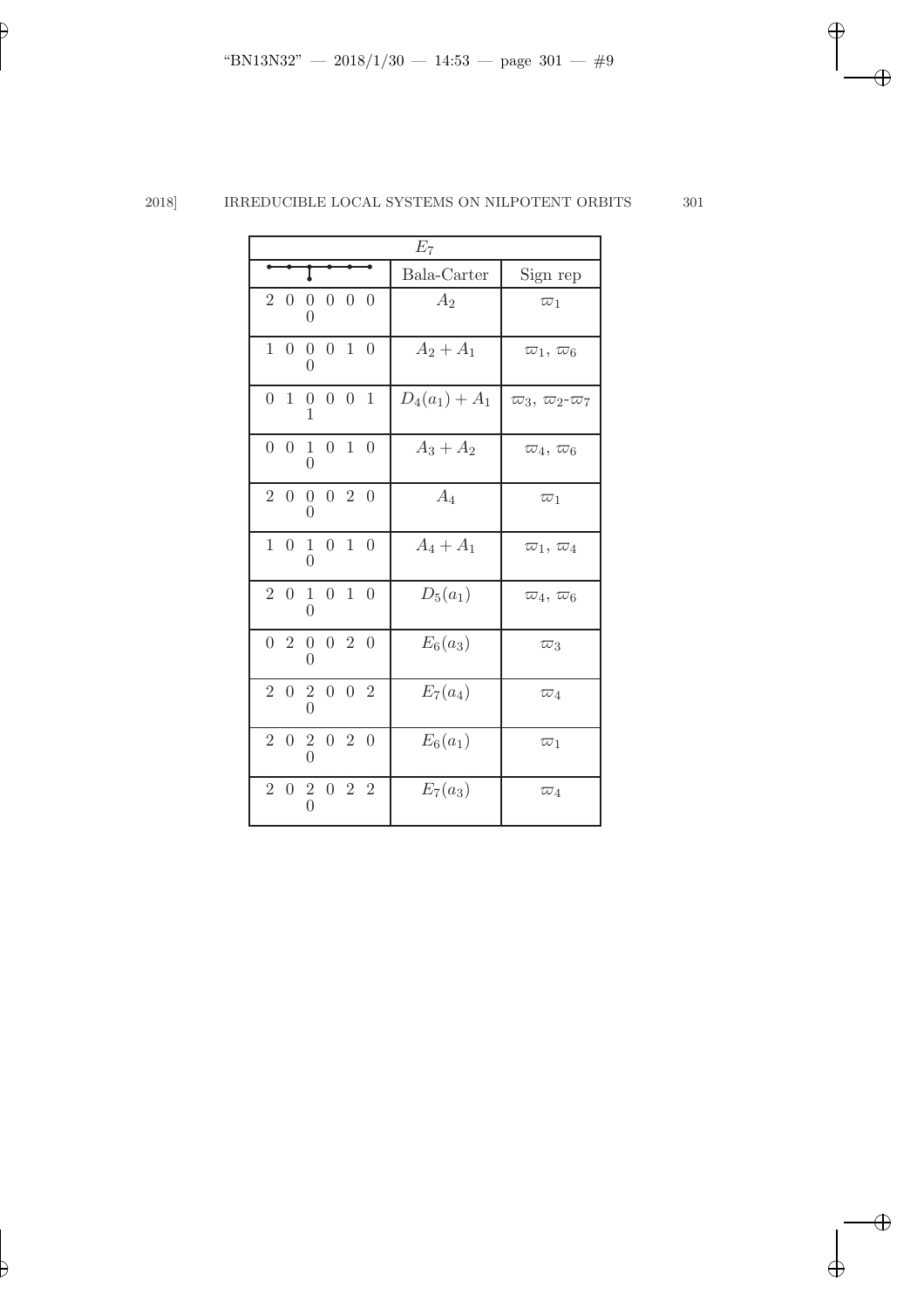| $E_7$ | | |
|---|---|---|
| (Dynkin diagram) | Bala-Carter | Sign rep |
| 2 0 0 0 0 0 / 0 | $A_2$ | $\varpi_1$ |
| 1 0 0 0 1 0 / 0 | $A_2 + A_1$ | $\varpi_1$, $\varpi_6$ |
| 0 1 0 0 0 1 / 1 | $D_4(a_1) + A_1$ | $\varpi_3$, $\varpi_2$-$\varpi_7$ |
| 0 0 1 0 1 0 / 0 | $A_3 + A_2$ | $\varpi_4$, $\varpi_6$ |
| 2 0 0 0 2 0 / 0 | $A_4$ | $\varpi_1$ |
| 1 0 1 0 1 0 / 0 | $A_4 + A_1$ | $\varpi_1$, $\varpi_4$ |
| 2 0 1 0 1 0 / 0 | $D_5(a_1)$ | $\varpi_4$, $\varpi_6$ |
| 0 2 0 0 2 0 / 0 | $E_6(a_3)$ | $\varpi_3$ |
| 2 0 2 0 0 2 / 0 | $E_7(a_4)$ | $\varpi_4$ |
| 2 0 2 0 2 0 / 0 | $E_6(a_1)$ | $\varpi_1$ |
| 2 0 2 0 2 2 / 0 | $E_7(a_3)$ | $\varpi_4$ |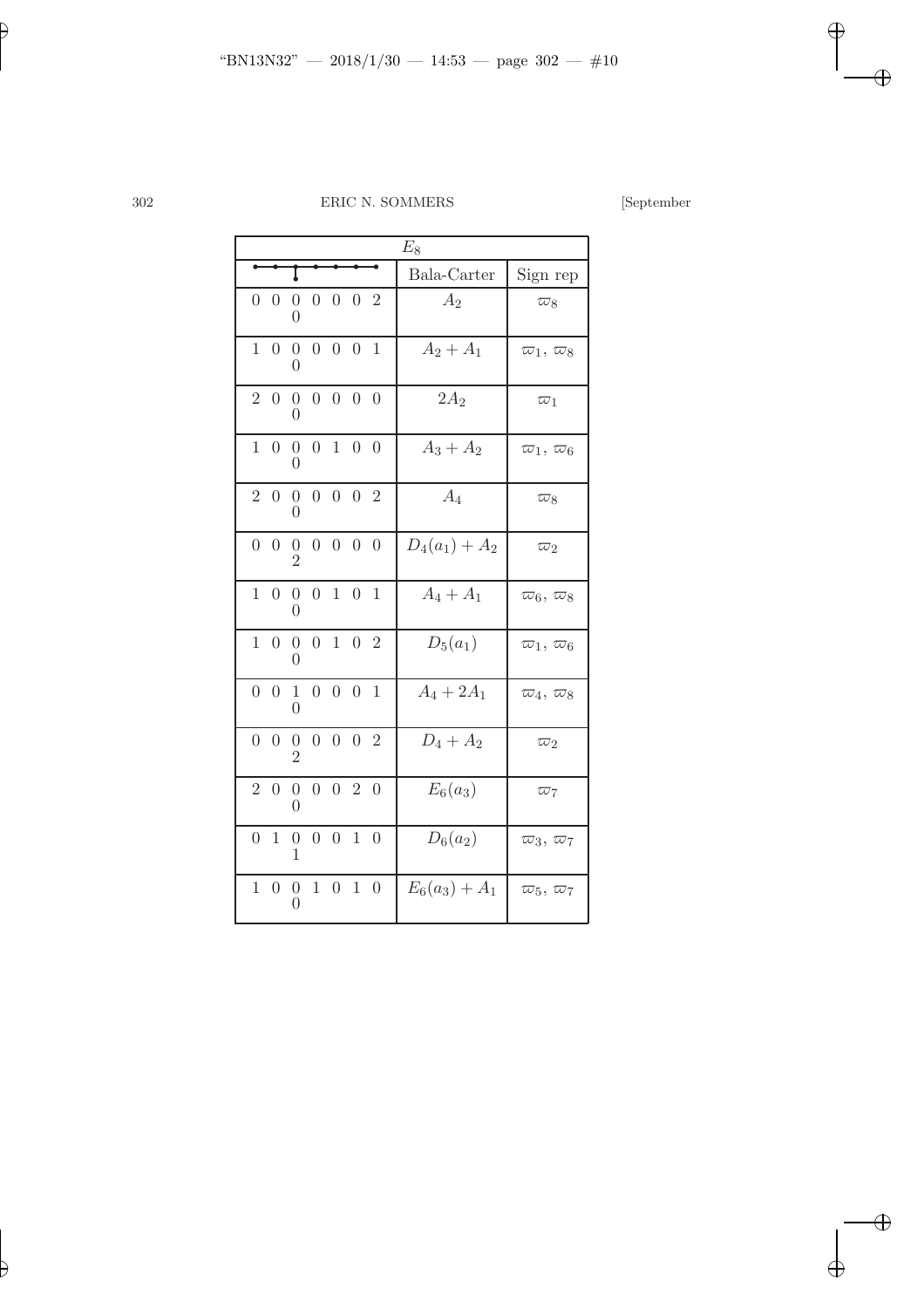| $E_8$ | | |
|---|---|---|
| (Dynkin diagram) | Bala-Carter | Sign rep |
| 0 0 0 0 0 0 2 / 0 | $A_2$ | $\varpi_8$ |
| 1 0 0 0 0 0 1 / 0 | $A_2 + A_1$ | $\varpi_1,\ \varpi_8$ |
| 2 0 0 0 0 0 0 / 0 | $2A_2$ | $\varpi_1$ |
| 1 0 0 0 1 0 0 / 0 | $A_3 + A_2$ | $\varpi_1,\ \varpi_6$ |
| 2 0 0 0 0 0 2 / 0 | $A_4$ | $\varpi_8$ |
| 0 0 0 0 0 0 0 / 2 | $D_4(a_1) + A_2$ | $\varpi_2$ |
| 1 0 0 0 1 0 1 / 0 | $A_4 + A_1$ | $\varpi_6,\ \varpi_8$ |
| 1 0 0 0 1 0 2 / 0 | $D_5(a_1)$ | $\varpi_1,\ \varpi_6$ |
| 0 0 1 0 0 0 1 / 0 | $A_4 + 2A_1$ | $\varpi_4,\ \varpi_8$ |
| 0 0 0 0 0 0 2 / 2 | $D_4 + A_2$ | $\varpi_2$ |
| 2 0 0 0 0 2 0 / 0 | $E_6(a_3)$ | $\varpi_7$ |
| 0 1 0 0 0 1 0 / 1 | $D_6(a_2)$ | $\varpi_3,\ \varpi_7$ |
| 1 0 0 1 0 1 0 / 0 | $E_6(a_3) + A_1$ | $\varpi_5,\ \varpi_7$ |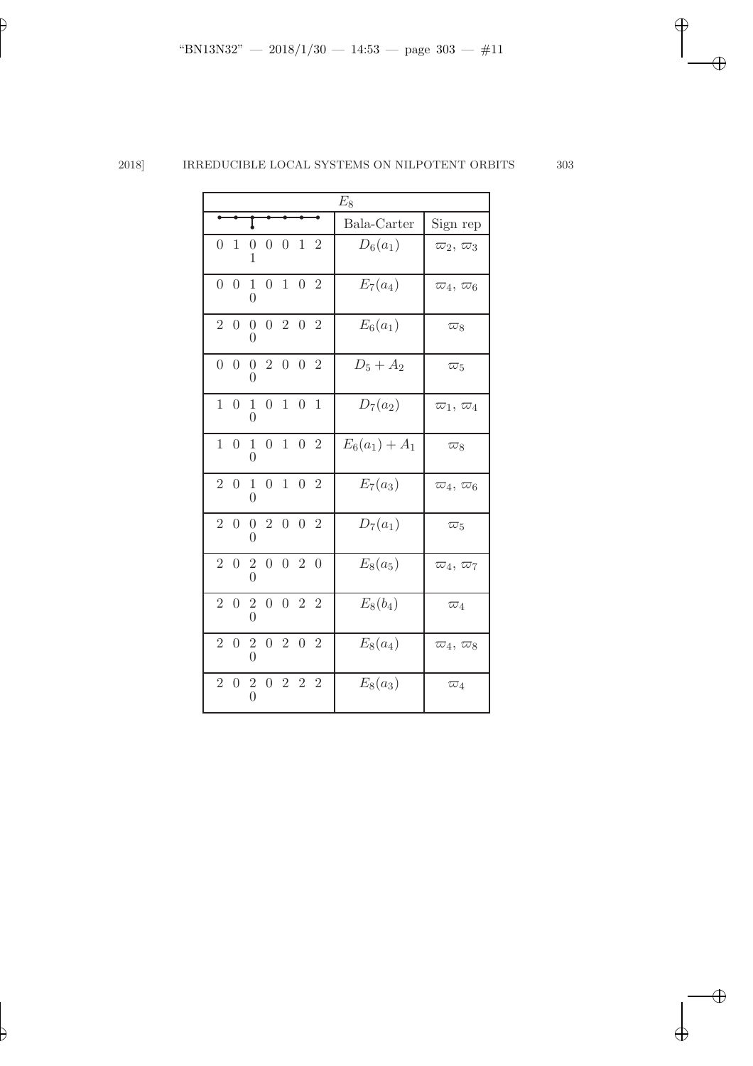| $E_8$ | | |
|---|---|---|
| (Dynkin diagram) | Bala-Carter | Sign rep |
| 0 1 0 0 0 1 2 <br> 1 | $D_6(a_1)$ | $\varpi_2$, $\varpi_3$ |
| 0 0 1 0 1 0 2 <br> 0 | $E_7(a_4)$ | $\varpi_4$, $\varpi_6$ |
| 2 0 0 0 2 0 2 <br> 0 | $E_6(a_1)$ | $\varpi_8$ |
| 0 0 0 2 0 0 2 <br> 0 | $D_5 + A_2$ | $\varpi_5$ |
| 1 0 1 0 1 0 1 <br> 0 | $D_7(a_2)$ | $\varpi_1$, $\varpi_4$ |
| 1 0 1 0 1 0 2 <br> 0 | $E_6(a_1) + A_1$ | $\varpi_8$ |
| 2 0 1 0 1 0 2 <br> 0 | $E_7(a_3)$ | $\varpi_4$, $\varpi_6$ |
| 2 0 0 2 0 0 2 <br> 0 | $D_7(a_1)$ | $\varpi_5$ |
| 2 0 2 0 0 2 0 <br> 0 | $E_8(a_5)$ | $\varpi_4$, $\varpi_7$ |
| 2 0 2 0 0 2 2 <br> 0 | $E_8(b_4)$ | $\varpi_4$ |
| 2 0 2 0 2 0 2 <br> 0 | $E_8(a_4)$ | $\varpi_4$, $\varpi_8$ |
| 2 0 2 0 2 2 2 <br> 0 | $E_8(a_3)$ | $\varpi_4$ |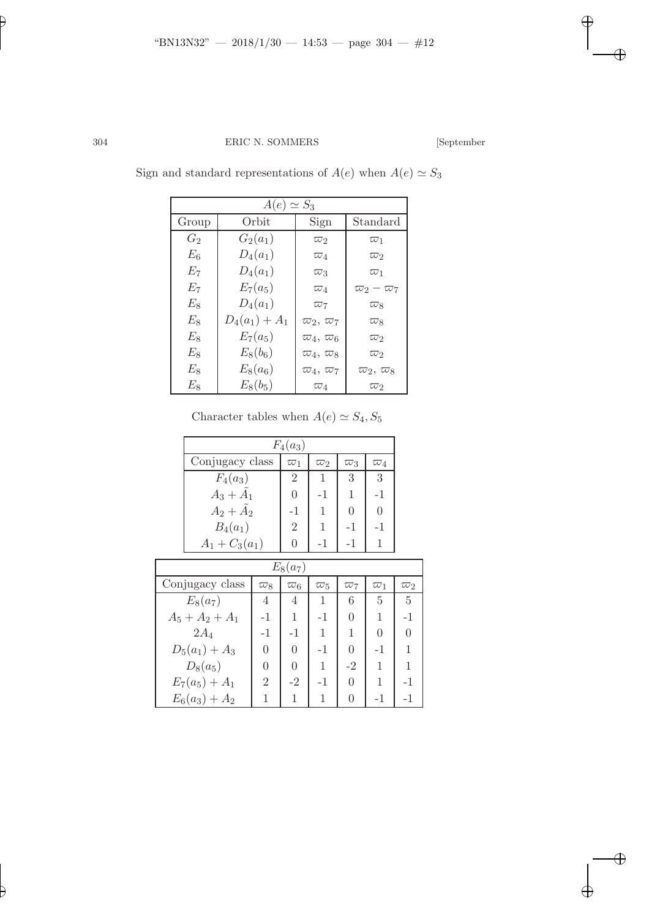Sign and standard representations of $A(e)$ when $A(e) \simeq S_3$

| $A(e) \simeq S_3$ | | | |
|---|---|---|---|
| Group | Orbit | Sign | Standard |
| $G_2$ | $G_2(a_1)$ | $\varpi_2$ | $\varpi_1$ |
| $E_6$ | $D_4(a_1)$ | $\varpi_4$ | $\varpi_2$ |
| $E_7$ | $D_4(a_1)$ | $\varpi_3$ | $\varpi_1$ |
| $E_7$ | $E_7(a_5)$ | $\varpi_4$ | $\varpi_2 - \varpi_7$ |
| $E_8$ | $D_4(a_1)$ | $\varpi_7$ | $\varpi_8$ |
| $E_8$ | $D_4(a_1) + A_1$ | $\varpi_2,\ \varpi_7$ | $\varpi_8$ |
| $E_8$ | $E_7(a_5)$ | $\varpi_4,\ \varpi_6$ | $\varpi_2$ |
| $E_8$ | $E_8(b_6)$ | $\varpi_4,\ \varpi_8$ | $\varpi_2$ |
| $E_8$ | $E_8(a_6)$ | $\varpi_4,\ \varpi_7$ | $\varpi_2,\ \varpi_8$ |
| $E_8$ | $E_8(b_5)$ | $\varpi_4$ | $\varpi_2$ |

Character tables when $A(e) \simeq S_4, S_5$

| $F_4(a_3)$ | | | | |
|---|---|---|---|---|
| Conjugacy class | $\varpi_1$ | $\varpi_2$ | $\varpi_3$ | $\varpi_4$ |
| $F_4(a_3)$ | 2 | 1 | 3 | 3 |
| $A_3 + \tilde{A}_1$ | 0 | -1 | 1 | -1 |
| $A_2 + \tilde{A}_2$ | -1 | 1 | 0 | 0 |
| $B_4(a_1)$ | 2 | 1 | -1 | -1 |
| $A_1 + C_3(a_1)$ | 0 | -1 | -1 | 1 |

| $E_8(a_7)$ | | | | | | |
|---|---|---|---|---|---|---|
| Conjugacy class | $\varpi_8$ | $\varpi_6$ | $\varpi_5$ | $\varpi_7$ | $\varpi_1$ | $\varpi_2$ |
| $E_8(a_7)$ | 4 | 4 | 1 | 6 | 5 | 5 |
| $A_5 + A_2 + A_1$ | -1 | 1 | -1 | 0 | 1 | -1 |
| $2A_4$ | -1 | -1 | 1 | 1 | 0 | 0 |
| $D_5(a_1) + A_3$ | 0 | 0 | -1 | 0 | -1 | 1 |
| $D_8(a_5)$ | 0 | 0 | 1 | -2 | 1 | 1 |
| $E_7(a_5) + A_1$ | 2 | -2 | -1 | 0 | 1 | -1 |
| $E_6(a_3) + A_2$ | 1 | 1 | 1 | 0 | -1 | -1 |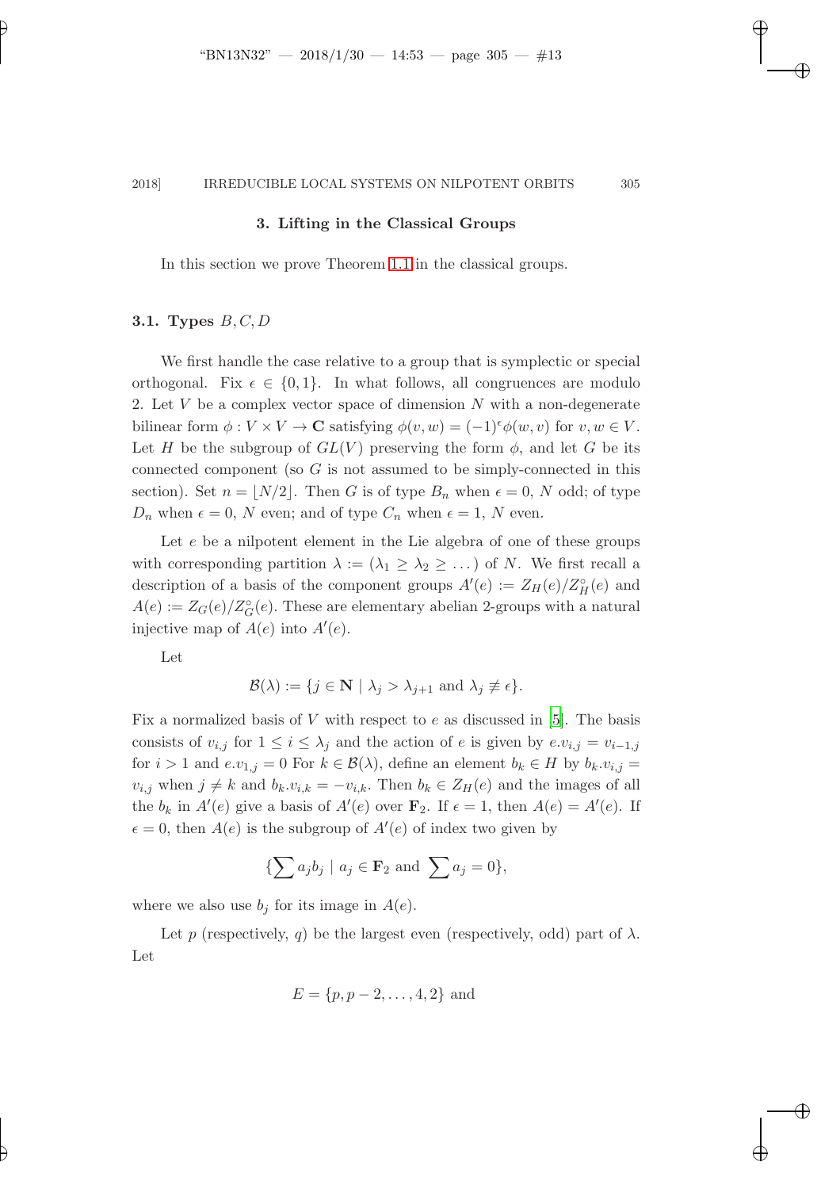## 3. Lifting in the Classical Groups

In this section we prove Theorem 1.1 in the classical groups.

### 3.1. Types $B, C, D$

We first handle the case relative to a group that is symplectic or special orthogonal. Fix $\epsilon \in \{0, 1\}$. In what follows, all congruences are modulo 2. Let $V$ be a complex vector space of dimension $N$ with a non-degenerate bilinear form $\phi : V \times V \to \mathbf{C}$ satisfying $\phi(v, w) = (-1)^\epsilon \phi(w, v)$ for $v, w \in V$. Let $H$ be the subgroup of $GL(V)$ preserving the form $\phi$, and let $G$ be its connected component (so $G$ is not assumed to be simply-connected in this section). Set $n = \lfloor N/2 \rfloor$. Then $G$ is of type $B_n$ when $\epsilon = 0$, $N$ odd; of type $D_n$ when $\epsilon = 0$, $N$ even; and of type $C_n$ when $\epsilon = 1$, $N$ even.

Let $e$ be a nilpotent element in the Lie algebra of one of these groups with corresponding partition $\lambda := (\lambda_1 \geq \lambda_2 \geq \dots)$ of $N$. We first recall a description of a basis of the component groups $A'(e) := Z_H(e)/Z_H^\circ(e)$ and $A(e) := Z_G(e)/Z_G^\circ(e)$. These are elementary abelian 2-groups with a natural injective map of $A(e)$ into $A'(e)$.

Let

$$\mathcal{B}(\lambda) := \{j \in \mathbf{N} \mid \lambda_j > \lambda_{j+1} \text{ and } \lambda_j \not\equiv \epsilon\}.$$

Fix a normalized basis of $V$ with respect to $e$ as discussed in [5]. The basis consists of $v_{i,j}$ for $1 \leq i \leq \lambda_j$ and the action of $e$ is given by $e.v_{i,j} = v_{i-1,j}$ for $i > 1$ and $e.v_{1,j} = 0$ For $k \in \mathcal{B}(\lambda)$, define an element $b_k \in H$ by $b_k.v_{i,j} = v_{i,j}$ when $j \neq k$ and $b_k.v_{i,k} = -v_{i,k}$. Then $b_k \in Z_H(e)$ and the images of all the $b_k$ in $A'(e)$ give a basis of $A'(e)$ over $\mathbf{F}_2$. If $\epsilon = 1$, then $A(e) = A'(e)$. If $\epsilon = 0$, then $A(e)$ is the subgroup of $A'(e)$ of index two given by

$$\{\sum a_j b_j \mid a_j \in \mathbf{F}_2 \text{ and } \sum a_j = 0\},$$

where we also use $b_j$ for its image in $A(e)$.

Let $p$ (respectively, $q$) be the largest even (respectively, odd) part of $\lambda$. Let

$$E = \{p, p-2, \dots, 4, 2\} \text{ and}$$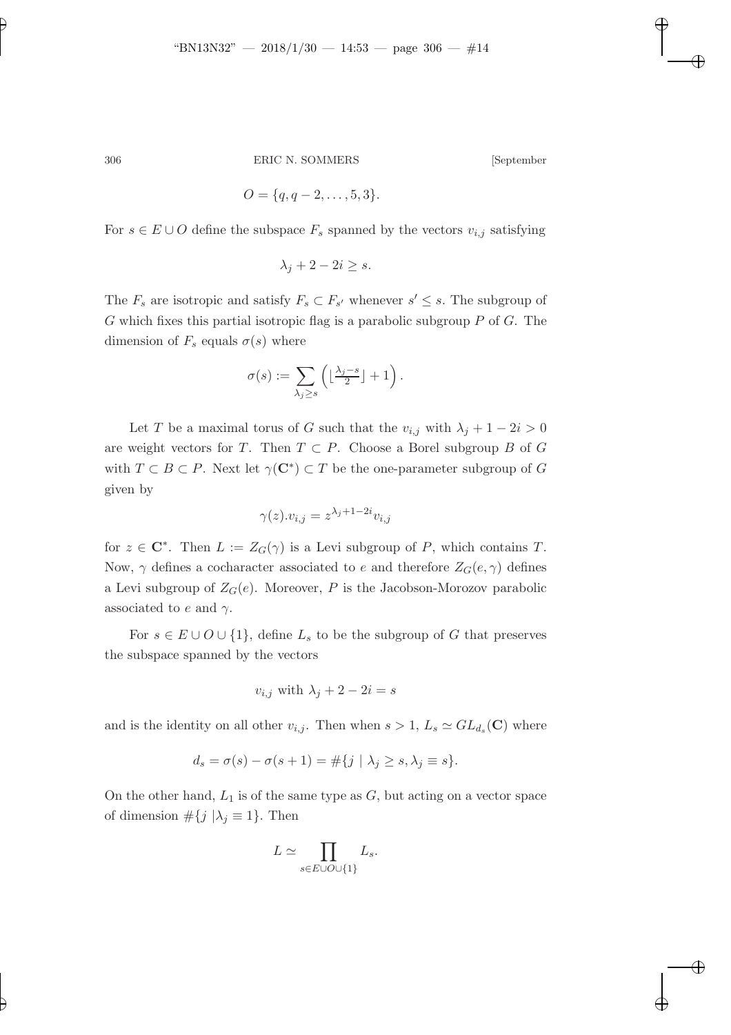$$O = \{q, q-2, \ldots, 5, 3\}.$$

For $s \in E \cup O$ define the subspace $F_s$ spanned by the vectors $v_{i,j}$ satisfying

$$\lambda_j + 2 - 2i \geq s.$$

The $F_s$ are isotropic and satisfy $F_s \subset F_{s'}$ whenever $s' \leq s$. The subgroup of $G$ which fixes this partial isotropic flag is a parabolic subgroup $P$ of $G$. The dimension of $F_s$ equals $\sigma(s)$ where

$$\sigma(s) := \sum_{\lambda_j \geq s} \left( \lfloor \tfrac{\lambda_j - s}{2} \rfloor + 1 \right).$$

Let $T$ be a maximal torus of $G$ such that the $v_{i,j}$ with $\lambda_j + 1 - 2i > 0$ are weight vectors for $T$. Then $T \subset P$. Choose a Borel subgroup $B$ of $G$ with $T \subset B \subset P$. Next let $\gamma(\mathbf{C}^*) \subset T$ be the one-parameter subgroup of $G$ given by

$$\gamma(z).v_{i,j} = z^{\lambda_j + 1 - 2i} v_{i,j}$$

for $z \in \mathbf{C}^*$. Then $L := Z_G(\gamma)$ is a Levi subgroup of $P$, which contains $T$. Now, $\gamma$ defines a cocharacter associated to $e$ and therefore $Z_G(e, \gamma)$ defines a Levi subgroup of $Z_G(e)$. Moreover, $P$ is the Jacobson-Morozov parabolic associated to $e$ and $\gamma$.

For $s \in E \cup O \cup \{1\}$, define $L_s$ to be the subgroup of $G$ that preserves the subspace spanned by the vectors

$$v_{i,j} \text{ with } \lambda_j + 2 - 2i = s$$

and is the identity on all other $v_{i,j}$. Then when $s > 1$, $L_s \simeq GL_{d_s}(\mathbf{C})$ where

$$d_s = \sigma(s) - \sigma(s+1) = \#\{j \mid \lambda_j \geq s, \lambda_j \equiv s\}.$$

On the other hand, $L_1$ is of the same type as $G$, but acting on a vector space of dimension $\#\{j \mid \lambda_j \equiv 1\}$. Then

$$L \simeq \prod_{s \in E \cup O \cup \{1\}} L_s.$$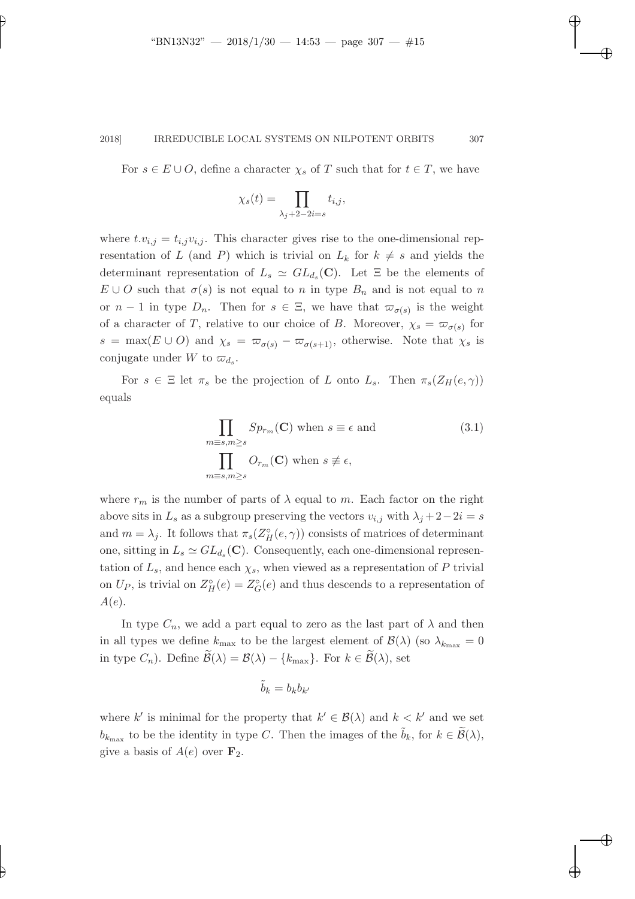For $s \in E \cup O$, define a character $\chi_s$ of $T$ such that for $t \in T$, we have

$$\chi_s(t) = \prod_{\lambda_j + 2 - 2i = s} t_{i,j},$$

where $t.v_{i,j} = t_{i,j} v_{i,j}$. This character gives rise to the one-dimensional representation of $L$ (and $P$) which is trivial on $L_k$ for $k \neq s$ and yields the determinant representation of $L_s \simeq GL_{d_s}(\mathbf{C})$. Let $\Xi$ be the elements of $E \cup O$ such that $\sigma(s)$ is not equal to $n$ in type $B_n$ and is not equal to $n$ or $n-1$ in type $D_n$. Then for $s \in \Xi$, we have that $\varpi_{\sigma(s)}$ is the weight of a character of $T$, relative to our choice of $B$. Moreover, $\chi_s = \varpi_{\sigma(s)}$ for $s = \max(E \cup O)$ and $\chi_s = \varpi_{\sigma(s)} - \varpi_{\sigma(s+1)}$, otherwise. Note that $\chi_s$ is conjugate under $W$ to $\varpi_{d_s}$.

For $s \in \Xi$ let $\pi_s$ be the projection of $L$ onto $L_s$. Then $\pi_s(Z_H(e,\gamma))$ equals

$$\begin{aligned} &\prod_{m \equiv s, m \geq s} Sp_{r_m}(\mathbf{C}) \text{ when } s \equiv \epsilon \text{ and} \\ &\prod_{m \equiv s, m \geq s} O_{r_m}(\mathbf{C}) \text{ when } s \not\equiv \epsilon, \end{aligned} \tag{3.1}$$

where $r_m$ is the number of parts of $\lambda$ equal to $m$. Each factor on the right above sits in $L_s$ as a subgroup preserving the vectors $v_{i,j}$ with $\lambda_j + 2 - 2i = s$ and $m = \lambda_j$. It follows that $\pi_s(Z_H^\circ(e,\gamma))$ consists of matrices of determinant one, sitting in $L_s \simeq GL_{d_s}(\mathbf{C})$. Consequently, each one-dimensional representation of $L_s$, and hence each $\chi_s$, when viewed as a representation of $P$ trivial on $U_P$, is trivial on $Z_H^\circ(e) = Z_G^\circ(e)$ and thus descends to a representation of $A(e)$.

In type $C_n$, we add a part equal to zero as the last part of $\lambda$ and then in all types we define $k_{\max}$ to be the largest element of $\mathcal{B}(\lambda)$ (so $\lambda_{k_{\max}} = 0$ in type $C_n$). Define $\widetilde{\mathcal{B}}(\lambda) = \mathcal{B}(\lambda) - \{k_{\max}\}$. For $k \in \widetilde{\mathcal{B}}(\lambda)$, set

$$\tilde{b}_k = b_k b_{k'}$$

where $k'$ is minimal for the property that $k' \in \mathcal{B}(\lambda)$ and $k < k'$ and we set $b_{k_{\max}}$ to be the identity in type $C$. Then the images of the $\tilde{b}_k$, for $k \in \widetilde{\mathcal{B}}(\lambda)$, give a basis of $A(e)$ over $\mathbf{F}_2$.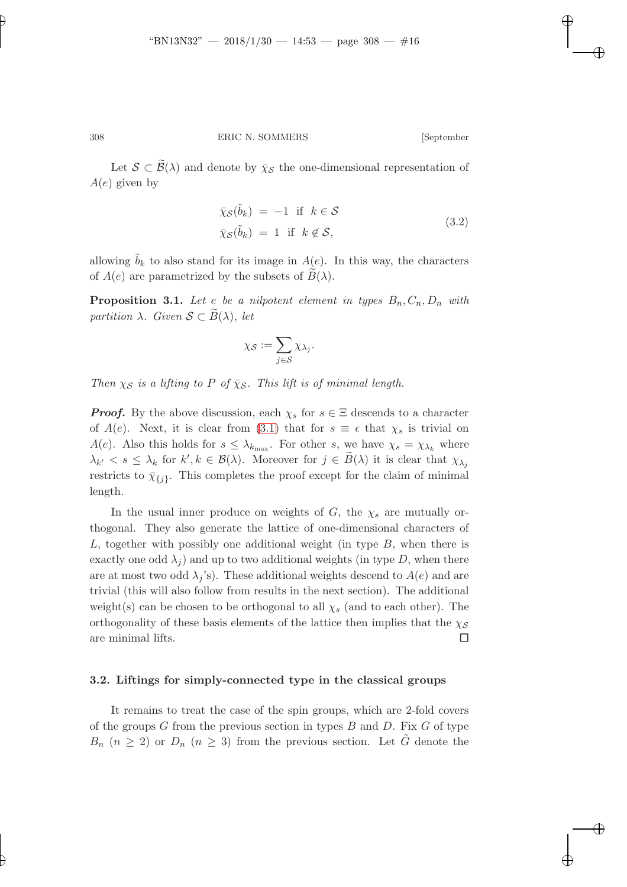Let $\mathcal{S} \subset \widetilde{\mathcal{B}}(\lambda)$ and denote by $\bar{\chi}_{\mathcal{S}}$ the one-dimensional representation of $A(e)$ given by

$$
\begin{aligned}
\bar{\chi}_{\mathcal{S}}(\tilde{b}_k) &= -1 \text{ if } k \in \mathcal{S} \\
\bar{\chi}_{\mathcal{S}}(\tilde{b}_k) &= 1 \text{ if } k \notin \mathcal{S},
\end{aligned}
\tag{3.2}
$$

allowing $\tilde{b}_k$ to also stand for its image in $A(e)$. In this way, the characters of $A(e)$ are parametrized by the subsets of $\widetilde{B}(\lambda)$.

**Proposition 3.1.** *Let $e$ be a nilpotent element in types $B_n, C_n, D_n$ with partition $\lambda$. Given $\mathcal{S} \subset \widetilde{B}(\lambda)$, let*

$$
\chi_{\mathcal{S}} := \sum_{j \in \mathcal{S}} \chi_{\lambda_j}.
$$

*Then $\chi_{\mathcal{S}}$ is a lifting to $P$ of $\bar{\chi}_{\mathcal{S}}$. This lift is of minimal length.*

***Proof.*** By the above discussion, each $\chi_s$ for $s \in \Xi$ descends to a character of $A(e)$. Next, it is clear from (3.1) that for $s \equiv \epsilon$ that $\chi_s$ is trivial on $A(e)$. Also this holds for $s \leq \lambda_{k_{\max}}$. For other $s$, we have $\chi_s = \chi_{\lambda_k}$ where $\lambda_{k'} < s \leq \lambda_k$ for $k', k \in \mathcal{B}(\lambda)$. Moreover for $j \in \widetilde{B}(\lambda)$ it is clear that $\chi_{\lambda_j}$ restricts to $\bar{\chi}_{\{j\}}$. This completes the proof except for the claim of minimal length.

In the usual inner produce on weights of $G$, the $\chi_s$ are mutually orthogonal. They also generate the lattice of one-dimensional characters of $L$, together with possibly one additional weight (in type $B$, when there is exactly one odd $\lambda_j$) and up to two additional weights (in type $D$, when there are at most two odd $\lambda_j$'s). These additional weights descend to $A(e)$ and are trivial (this will also follow from results in the next section). The additional weight(s) can be chosen to be orthogonal to all $\chi_s$ (and to each other). The orthogonality of these basis elements of the lattice then implies that the $\chi_{\mathcal{S}}$ are minimal lifts. $\square$

### 3.2. Liftings for simply-connected type in the classical groups

It remains to treat the case of the spin groups, which are 2-fold covers of the groups $G$ from the previous section in types $B$ and $D$. Fix $G$ of type $B_n$ ($n \geq 2$) or $D_n$ ($n \geq 3$) from the previous section. Let $\tilde{G}$ denote the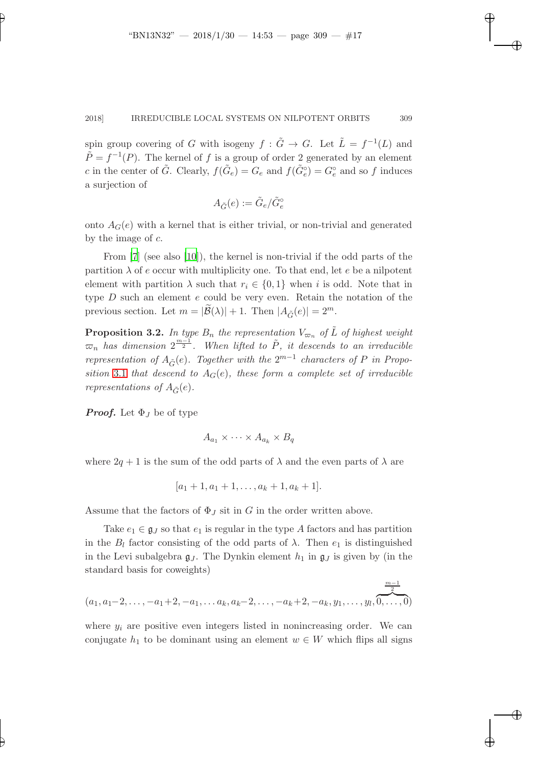spin group covering of $G$ with isogeny $f : \tilde{G} \to G$. Let $\tilde{L} = f^{-1}(L)$ and $\tilde{P} = f^{-1}(P)$. The kernel of $f$ is a group of order 2 generated by an element $c$ in the center of $\tilde{G}$. Clearly, $f(\tilde{G}_e) = G_e$ and $f(\tilde{G}_e^\circ) = G_e^\circ$ and so $f$ induces a surjection of

$$A_{\tilde{G}}(e) := \tilde{G}_e/\tilde{G}_e^\circ$$

onto $A_G(e)$ with a kernel that is either trivial, or non-trivial and generated by the image of $c$.

From [7] (see also [10]), the kernel is non-trivial if the odd parts of the partition $\lambda$ of $e$ occur with multiplicity one. To that end, let $e$ be a nilpotent element with partition $\lambda$ such that $r_i \in \{0, 1\}$ when $i$ is odd. Note that in type $D$ such an element $e$ could be very even. Retain the notation of the previous section. Let $m = |\widetilde{\mathcal{B}}(\lambda)| + 1$. Then $|A_{\tilde{G}}(e)| = 2^m$.

**Proposition 3.2.** *In type $B_n$ the representation $V_{\varpi_n}$ of $\tilde{L}$ of highest weight $\varpi_n$ has dimension $2^{\frac{m-1}{2}}$. When lifted to $\tilde{P}$, it descends to an irreducible representation of $A_{\tilde{G}}(e)$. Together with the $2^{m-1}$ characters of $P$ in Proposition 3.1 that descend to $A_G(e)$, these form a complete set of irreducible representations of $A_{\tilde{G}}(e)$.*

***Proof.*** Let $\Phi_J$ be of type

$$A_{a_1} \times \cdots \times A_{a_k} \times B_q$$

where $2q + 1$ is the sum of the odd parts of $\lambda$ and the even parts of $\lambda$ are

$$[a_1 + 1, a_1 + 1, \ldots, a_k + 1, a_k + 1].$$

Assume that the factors of $\Phi_J$ sit in $G$ in the order written above.

Take $e_1 \in \mathfrak{g}_J$ so that $e_1$ is regular in the type $A$ factors and has partition in the $B_l$ factor consisting of the odd parts of $\lambda$. Then $e_1$ is distinguished in the Levi subalgebra $\mathfrak{g}_J$. The Dynkin element $h_1$ in $\mathfrak{g}_J$ is given by (in the standard basis for coweights)

$$(a_1, a_1-2, \ldots, -a_1+2, -a_1, \ldots a_k, a_k-2, \ldots, -a_k+2, -a_k, y_1, \ldots, y_l, \overbrace{0, \ldots, 0}^{\frac{m-1}{2}})$$

where $y_i$ are positive even integers listed in nonincreasing order. We can conjugate $h_1$ to be dominant using an element $w \in W$ which flips all signs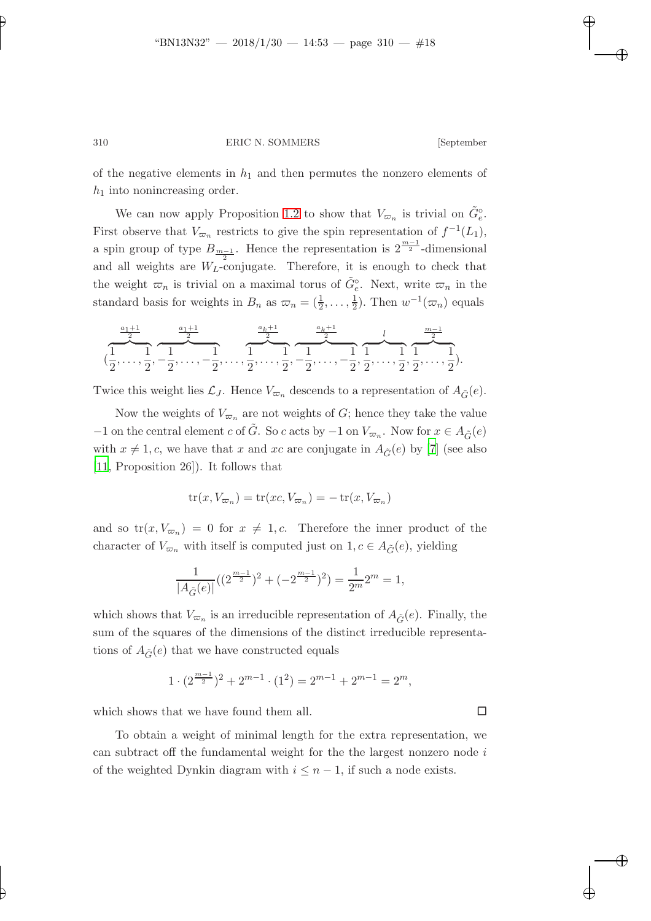of the negative elements in $h_1$ and then permutes the nonzero elements of $h_1$ into nonincreasing order.

We can now apply Proposition 1.2 to show that $V_{\varpi_n}$ is trivial on $\tilde{G}_e^\circ$. First observe that $V_{\varpi_n}$ restricts to give the spin representation of $f^{-1}(L_1)$, a spin group of type $B_{\frac{m-1}{2}}$. Hence the representation is $2^{\frac{m-1}{2}}$-dimensional and all weights are $W_L$-conjugate. Therefore, it is enough to check that the weight $\varpi_n$ is trivial on a maximal torus of $\tilde{G}_e^\circ$. Next, write $\varpi_n$ in the standard basis for weights in $B_n$ as $\varpi_n = (\frac{1}{2}, \ldots, \frac{1}{2})$. Then $w^{-1}(\varpi_n)$ equals

$$(\overbrace{\frac{1}{2}, \ldots, \frac{1}{2}}^{\frac{a_1+1}{2}}, \overbrace{-\frac{1}{2}, \ldots, -\frac{1}{2}}^{\frac{a_1+1}{2}}, \ldots, \overbrace{\frac{1}{2}, \ldots, \frac{1}{2}}^{\frac{a_k+1}{2}}, \overbrace{-\frac{1}{2}, \ldots, -\frac{1}{2}}^{\frac{a_k+1}{2}}, \overbrace{\frac{1}{2}, \ldots, \frac{1}{2}}^{l}, \overbrace{\frac{1}{2}, \ldots, \frac{1}{2}}^{\frac{m-1}{2}}).$$

Twice this weight lies $\mathcal{L}_J$. Hence $V_{\varpi_n}$ descends to a representation of $A_{\tilde{G}}(e)$.

Now the weights of $V_{\varpi_n}$ are not weights of $G$; hence they take the value $-1$ on the central element $c$ of $\tilde{G}$. So $c$ acts by $-1$ on $V_{\varpi_n}$. Now for $x \in A_{\tilde{G}}(e)$ with $x \neq 1, c$, we have that $x$ and $xc$ are conjugate in $A_{\tilde{G}}(e)$ by [7] (see also [11, Proposition 26]). It follows that

$$\operatorname{tr}(x, V_{\varpi_n}) = \operatorname{tr}(xc, V_{\varpi_n}) = -\operatorname{tr}(x, V_{\varpi_n})$$

and so $\operatorname{tr}(x, V_{\varpi_n}) = 0$ for $x \neq 1, c$. Therefore the inner product of the character of $V_{\varpi_n}$ with itself is computed just on $1, c \in A_{\tilde{G}}(e)$, yielding

$$\frac{1}{|A_{\tilde{G}}(e)|}((2^{\frac{m-1}{2}})^2 + (-2^{\frac{m-1}{2}})^2) = \frac{1}{2^m}2^m = 1,$$

which shows that $V_{\varpi_n}$ is an irreducible representation of $A_{\tilde{G}}(e)$. Finally, the sum of the squares of the dimensions of the distinct irreducible representations of $A_{\tilde{G}}(e)$ that we have constructed equals

$$1 \cdot (2^{\frac{m-1}{2}})^2 + 2^{m-1} \cdot (1^2) = 2^{m-1} + 2^{m-1} = 2^m,$$

which shows that we have found them all. $\square$

To obtain a weight of minimal length for the extra representation, we can subtract off the fundamental weight for the the largest nonzero node $i$ of the weighted Dynkin diagram with $i \leq n-1$, if such a node exists.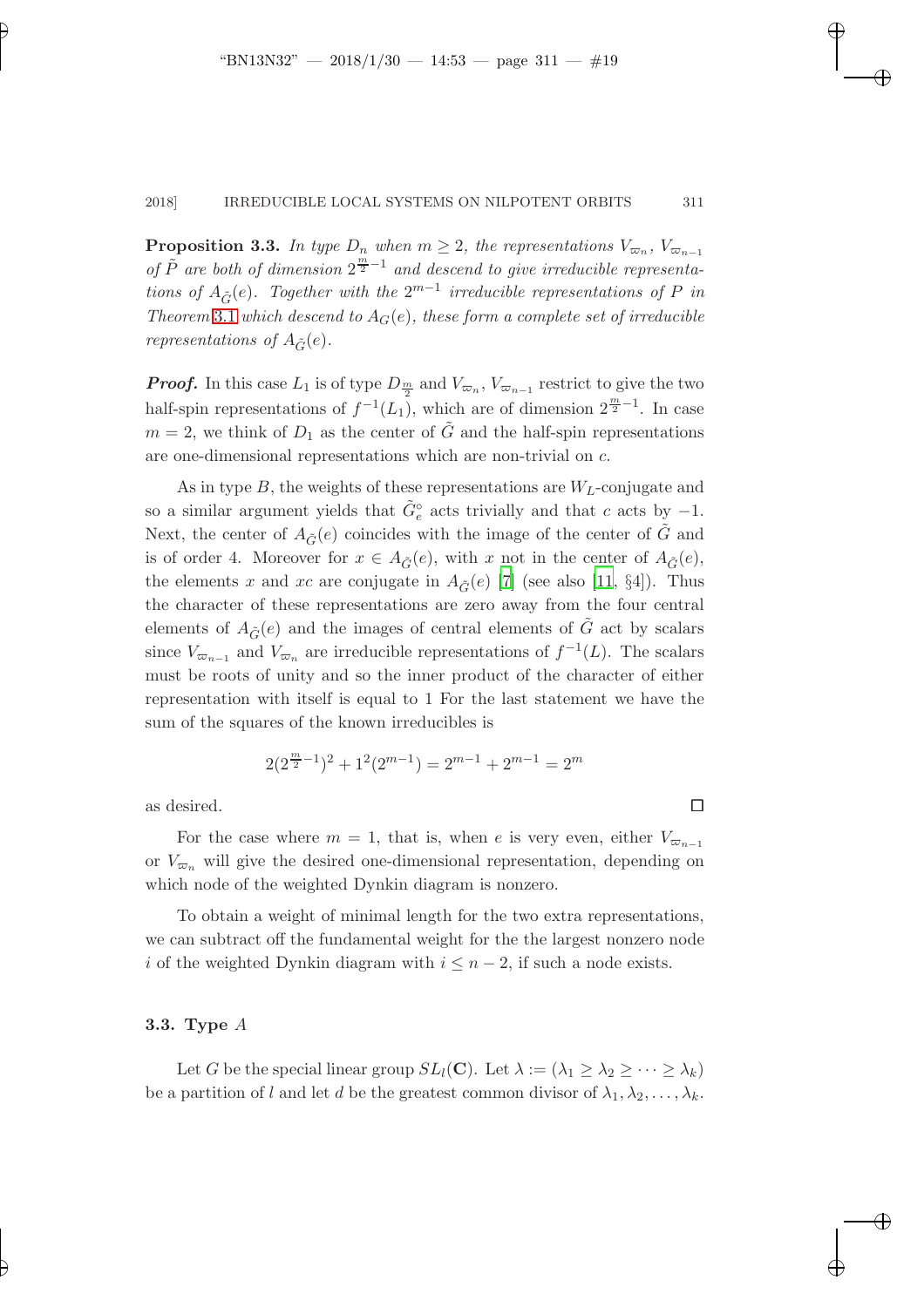**Proposition 3.3.** *In type $D_n$ when $m \geq 2$, the representations $V_{\varpi_n}$, $V_{\varpi_{n-1}}$ of $\tilde{P}$ are both of dimension $2^{\frac{m}{2}-1}$ and descend to give irreducible representations of $A_{\tilde{G}}(e)$. Together with the $2^{m-1}$ irreducible representations of $P$ in Theorem 3.1 which descend to $A_G(e)$, these form a complete set of irreducible representations of $A_{\tilde{G}}(e)$.*

***Proof.*** In this case $L_1$ is of type $D_{\frac{m}{2}}$ and $V_{\varpi_n}$, $V_{\varpi_{n-1}}$ restrict to give the two half-spin representations of $f^{-1}(L_1)$, which are of dimension $2^{\frac{m}{2}-1}$. In case $m = 2$, we think of $D_1$ as the center of $\tilde{G}$ and the half-spin representations are one-dimensional representations which are non-trivial on $c$.

As in type $B$, the weights of these representations are $W_L$-conjugate and so a similar argument yields that $\tilde{G}_e^\circ$ acts trivially and that $c$ acts by $-1$. Next, the center of $A_{\tilde{G}}(e)$ coincides with the image of the center of $\tilde{G}$ and is of order 4. Moreover for $x \in A_{\tilde{G}}(e)$, with $x$ not in the center of $A_{\tilde{G}}(e)$, the elements $x$ and $xc$ are conjugate in $A_{\tilde{G}}(e)$ [7] (see also [11, §4]). Thus the character of these representations are zero away from the four central elements of $A_{\tilde{G}}(e)$ and the images of central elements of $\tilde{G}$ act by scalars since $V_{\varpi_{n-1}}$ and $V_{\varpi_n}$ are irreducible representations of $f^{-1}(L)$. The scalars must be roots of unity and so the inner product of the character of either representation with itself is equal to 1 For the last statement we have the sum of the squares of the known irreducibles is

$$2(2^{\frac{m}{2}-1})^2 + 1^2(2^{m-1}) = 2^{m-1} + 2^{m-1} = 2^m$$

as desired. $\square$

For the case where $m = 1$, that is, when $e$ is very even, either $V_{\varpi_{n-1}}$ or $V_{\varpi_n}$ will give the desired one-dimensional representation, depending on which node of the weighted Dynkin diagram is nonzero.

To obtain a weight of minimal length for the two extra representations, we can subtract off the fundamental weight for the the largest nonzero node $i$ of the weighted Dynkin diagram with $i \leq n-2$, if such a node exists.

### 3.3. Type $A$

Let $G$ be the special linear group $SL_l(\mathbf{C})$. Let $\lambda := (\lambda_1 \geq \lambda_2 \geq \cdots \geq \lambda_k)$ be a partition of $l$ and let $d$ be the greatest common divisor of $\lambda_1, \lambda_2, \ldots, \lambda_k$.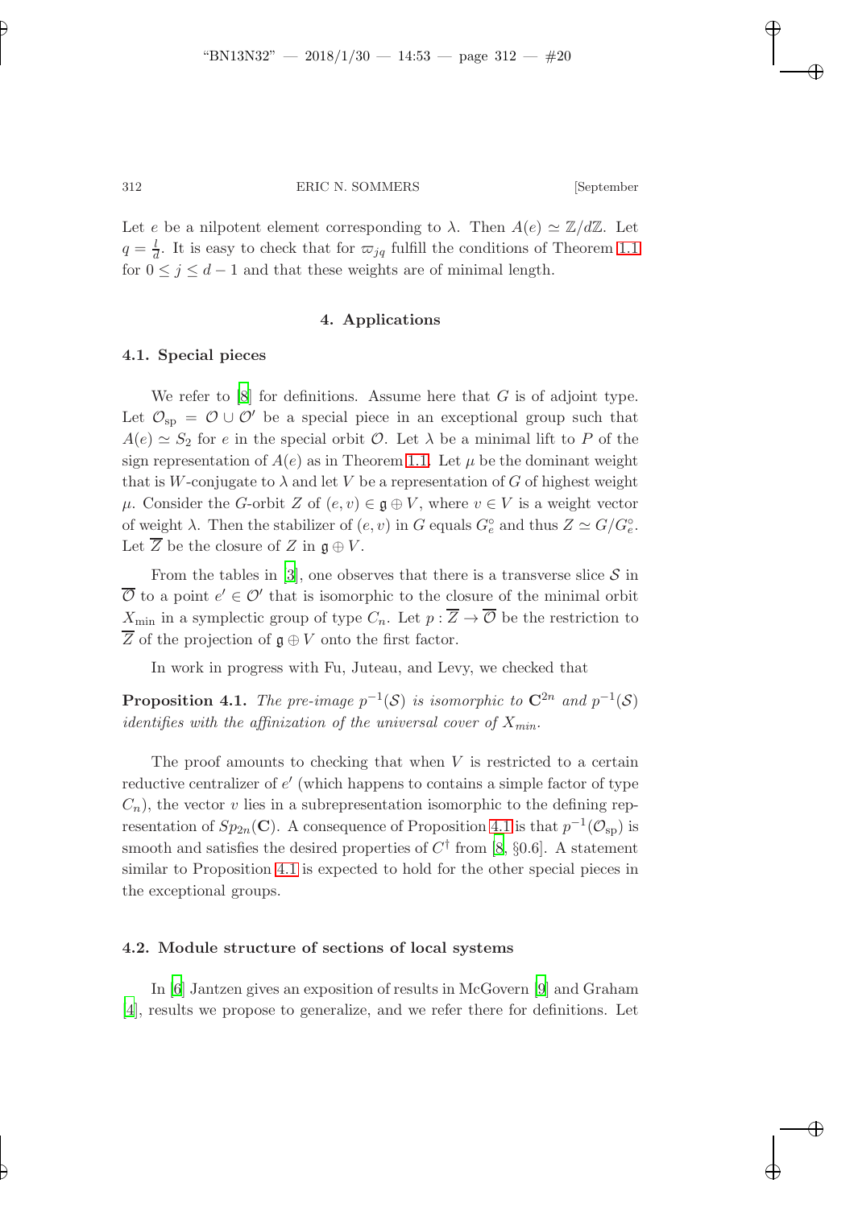Let $e$ be a nilpotent element corresponding to $\lambda$. Then $A(e) \simeq \mathbb{Z}/d\mathbb{Z}$. Let $q = \frac{l}{d}$. It is easy to check that for $\varpi_{jq}$ fulfill the conditions of Theorem 1.1 for $0 \le j \le d-1$ and that these weights are of minimal length.

## 4. Applications

### 4.1. Special pieces

We refer to [8] for definitions. Assume here that $G$ is of adjoint type. Let $\mathcal{O}_{\rm sp} = \mathcal{O} \cup \mathcal{O}'$ be a special piece in an exceptional group such that $A(e) \simeq S_2$ for $e$ in the special orbit $\mathcal{O}$. Let $\lambda$ be a minimal lift to $P$ of the sign representation of $A(e)$ as in Theorem 1.1. Let $\mu$ be the dominant weight that is $W$-conjugate to $\lambda$ and let $V$ be a representation of $G$ of highest weight $\mu$. Consider the $G$-orbit $Z$ of $(e, v) \in \mathfrak{g} \oplus V$, where $v \in V$ is a weight vector of weight $\lambda$. Then the stabilizer of $(e, v)$ in $G$ equals $G_e^\circ$ and thus $Z \simeq G/G_e^\circ$. Let $\overline{Z}$ be the closure of $Z$ in $\mathfrak{g} \oplus V$.

From the tables in [3], one observes that there is a transverse slice $\mathcal{S}$ in $\overline{\mathcal{O}}$ to a point $e' \in \mathcal{O}'$ that is isomorphic to the closure of the minimal orbit $X_{\min}$ in a symplectic group of type $C_n$. Let $p : \overline{Z} \to \overline{\mathcal{O}}$ be the restriction to $\overline{Z}$ of the projection of $\mathfrak{g} \oplus V$ onto the first factor.

In work in progress with Fu, Juteau, and Levy, we checked that

**Proposition 4.1.** *The pre-image $p^{-1}(\mathcal{S})$ is isomorphic to $\mathbf{C}^{2n}$ and $p^{-1}(\mathcal{S})$ identifies with the affinization of the universal cover of $X_{min}$.*

The proof amounts to checking that when $V$ is restricted to a certain reductive centralizer of $e'$ (which happens to contains a simple factor of type $C_n$), the vector $v$ lies in a subrepresentation isomorphic to the defining representation of $Sp_{2n}(\mathbf{C})$. A consequence of Proposition 4.1 is that $p^{-1}(\mathcal{O}_{\rm sp})$ is smooth and satisfies the desired properties of $C^\dagger$ from [8, §0.6]. A statement similar to Proposition 4.1 is expected to hold for the other special pieces in the exceptional groups.

### 4.2. Module structure of sections of local systems

In [6] Jantzen gives an exposition of results in McGovern [9] and Graham [4], results we propose to generalize, and we refer there for definitions. Let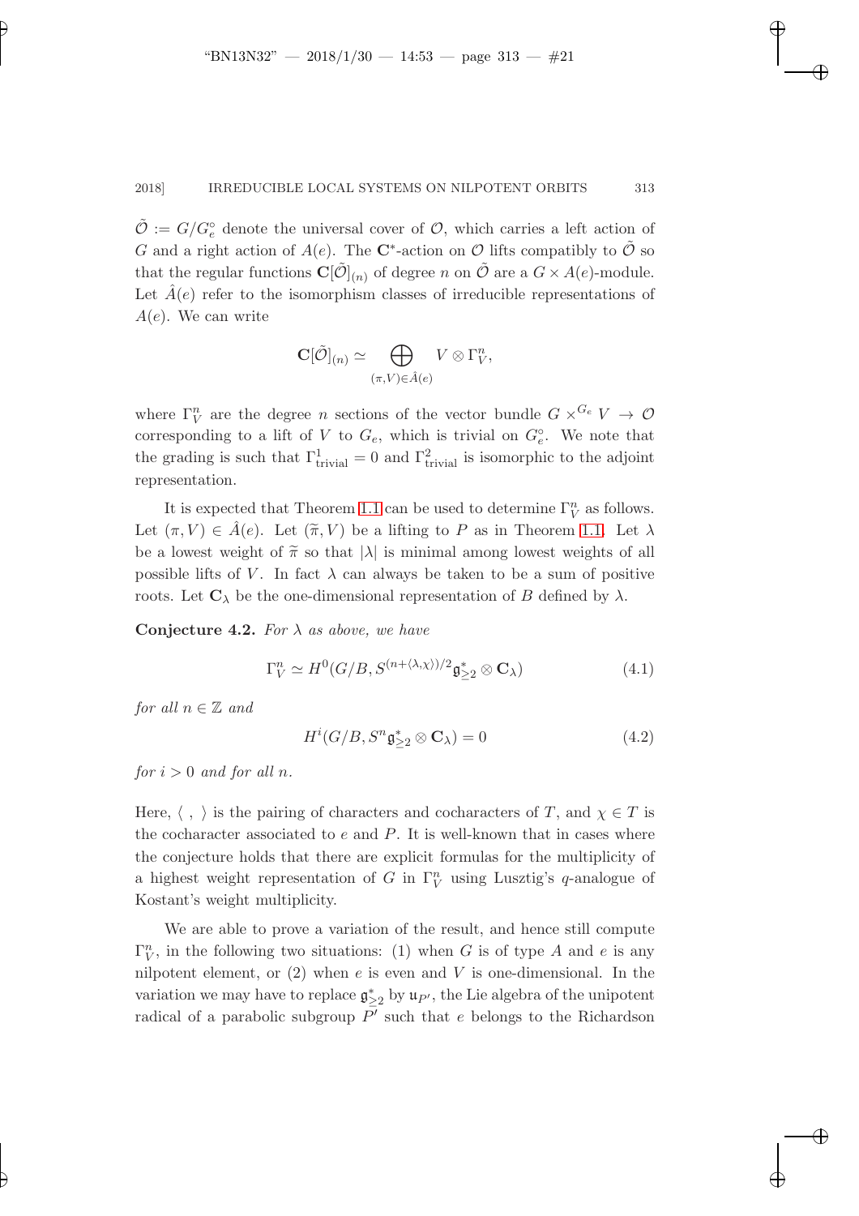$\tilde{\mathcal{O}} := G/G_e^\circ$ denote the universal cover of $\mathcal{O}$, which carries a left action of $G$ and a right action of $A(e)$. The $\mathbf{C}^*$-action on $\mathcal{O}$ lifts compatibly to $\tilde{\mathcal{O}}$ so that the regular functions $\mathbf{C}[\tilde{\mathcal{O}}]_{(n)}$ of degree $n$ on $\tilde{\mathcal{O}}$ are a $G \times A(e)$-module. Let $\hat{A}(e)$ refer to the isomorphism classes of irreducible representations of $A(e)$. We can write

$$\mathbf{C}[\tilde{\mathcal{O}}]_{(n)} \simeq \bigoplus_{(\pi,V)\in \hat{A}(e)} V \otimes \Gamma_V^n,$$

where $\Gamma_V^n$ are the degree $n$ sections of the vector bundle $G \times^{G_e} V \to \mathcal{O}$ corresponding to a lift of $V$ to $G_e$, which is trivial on $G_e^\circ$. We note that the grading is such that $\Gamma^1_{\text{trivial}} = 0$ and $\Gamma^2_{\text{trivial}}$ is isomorphic to the adjoint representation.

It is expected that Theorem 1.1 can be used to determine $\Gamma_V^n$ as follows. Let $(\pi, V) \in \hat{A}(e)$. Let $(\widetilde{\pi}, V)$ be a lifting to $P$ as in Theorem 1.1. Let $\lambda$ be a lowest weight of $\widetilde{\pi}$ so that $|\lambda|$ is minimal among lowest weights of all possible lifts of $V$. In fact $\lambda$ can always be taken to be a sum of positive roots. Let $\mathbf{C}_\lambda$ be the one-dimensional representation of $B$ defined by $\lambda$.

**Conjecture 4.2.** *For $\lambda$ as above, we have*

$$\Gamma_V^n \simeq H^0(G/B, S^{(n+\langle\lambda,\chi\rangle)/2}\mathfrak{g}^*_{\geq 2} \otimes \mathbf{C}_\lambda) \tag{4.1}$$

*for all $n \in \mathbb{Z}$ and*

$$H^i(G/B, S^n\mathfrak{g}^*_{\geq 2} \otimes \mathbf{C}_\lambda) = 0 \tag{4.2}$$

*for $i > 0$ and for all $n$.*

Here, $\langle\ ,\ \rangle$ is the pairing of characters and cocharacters of $T$, and $\chi \in T$ is the cocharacter associated to $e$ and $P$. It is well-known that in cases where the conjecture holds that there are explicit formulas for the multiplicity of a highest weight representation of $G$ in $\Gamma_V^n$ using Lusztig's $q$-analogue of Kostant's weight multiplicity.

We are able to prove a variation of the result, and hence still compute $\Gamma_V^n$, in the following two situations: (1) when $G$ is of type $A$ and $e$ is any nilpotent element, or (2) when $e$ is even and $V$ is one-dimensional. In the variation we may have to replace $\mathfrak{g}^*_{\geq 2}$ by $\mathfrak{u}_{P'}$, the Lie algebra of the unipotent radical of a parabolic subgroup $P'$ such that $e$ belongs to the Richardson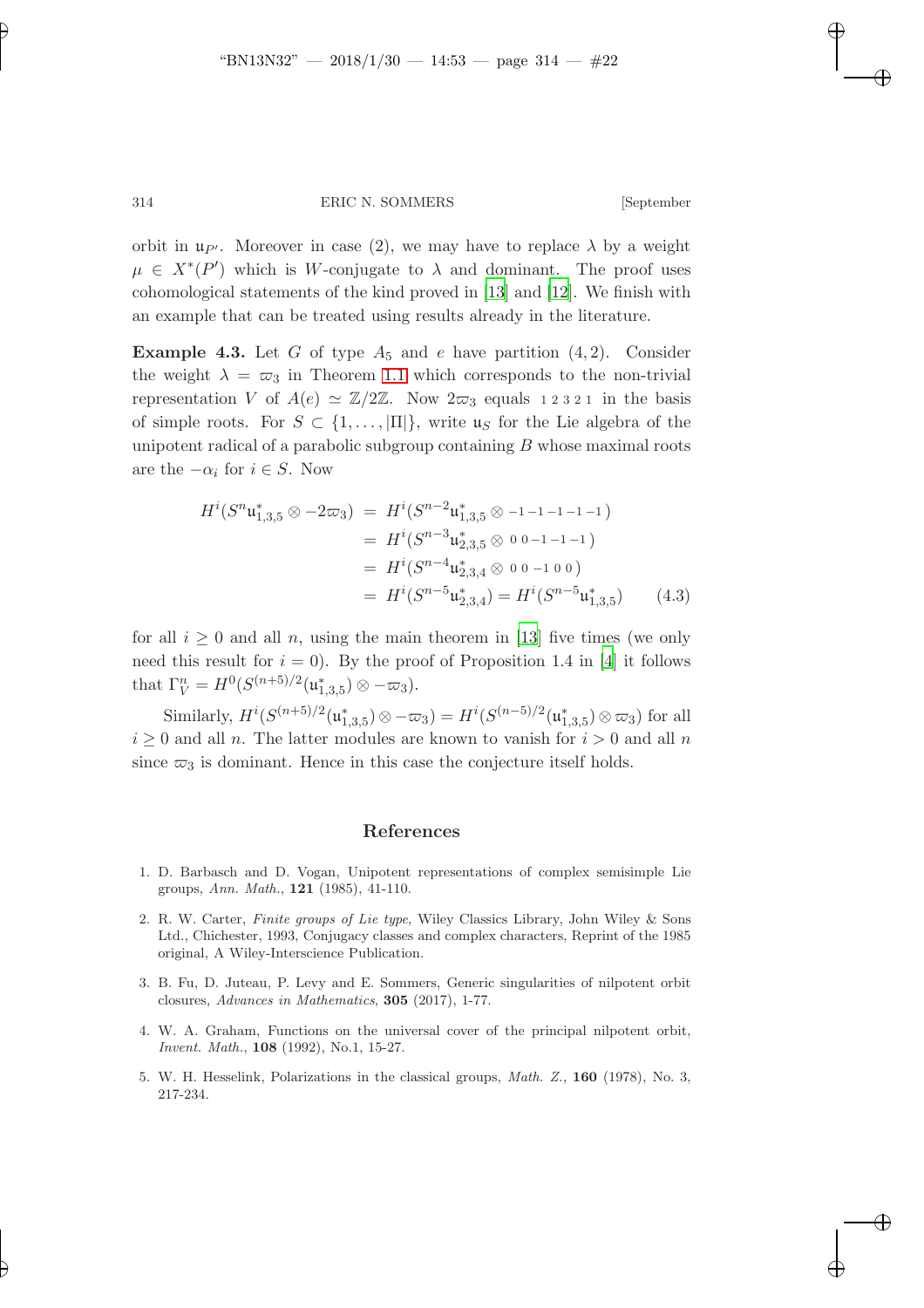orbit in $\mathfrak{u}_{P'}$. Moreover in case (2), we may have to replace $\lambda$ by a weight $\mu \in X^*(P')$ which is $W$-conjugate to $\lambda$ and dominant. The proof uses cohomological statements of the kind proved in [13] and [12]. We finish with an example that can be treated using results already in the literature.

**Example 4.3.** Let $G$ of type $A_5$ and $e$ have partition $(4,2)$. Consider the weight $\lambda = \varpi_3$ in Theorem 1.1 which corresponds to the non-trivial representation $V$ of $A(e) \simeq \mathbb{Z}/2\mathbb{Z}$. Now $2\varpi_3$ equals $\scriptstyle 1\,2\,3\,2\,1$ in the basis of simple roots. For $S \subset \{1, \ldots, |\Pi|\}$, write $\mathfrak{u}_S$ for the Lie algebra of the unipotent radical of a parabolic subgroup containing $B$ whose maximal roots are the $-\alpha_i$ for $i \in S$. Now

$$
\begin{aligned}
H^i(S^n\mathfrak{u}^*_{1,3,5} \otimes -2\varpi_3) &= H^i(S^{n-2}\mathfrak{u}^*_{1,3,5} \otimes {\scriptstyle -1\,-1\,-1\,-1\,-1}) \\
&= H^i(S^{n-3}\mathfrak{u}^*_{2,3,5} \otimes {\scriptstyle 0\;0\,-1\,-1\,-1}) \\
&= H^i(S^{n-4}\mathfrak{u}^*_{2,3,4} \otimes {\scriptstyle 0\;0\,-1\;0\;0}) \\
&= H^i(S^{n-5}\mathfrak{u}^*_{2,3,4}) = H^i(S^{n-5}\mathfrak{u}^*_{1,3,5}) \qquad (4.3)
\end{aligned}
$$

for all $i \geq 0$ and all $n$, using the main theorem in [13] five times (we only need this result for $i = 0$). By the proof of Proposition 1.4 in [4] it follows that $\Gamma^n_V = H^0(S^{(n+5)/2}(\mathfrak{u}^*_{1,3,5}) \otimes -\varpi_3)$.

Similarly, $H^i(S^{(n+5)/2}(\mathfrak{u}^*_{1,3,5}) \otimes -\varpi_3) = H^i(S^{(n-5)/2}(\mathfrak{u}^*_{1,3,5}) \otimes \varpi_3)$ for all $i \geq 0$ and all $n$. The latter modules are known to vanish for $i > 0$ and all $n$ since $\varpi_3$ is dominant. Hence in this case the conjecture itself holds.

## References

1. D. Barbasch and D. Vogan, Unipotent representations of complex semisimple Lie groups, *Ann. Math.*, **121** (1985), 41-110.
2. R. W. Carter, *Finite groups of Lie type*, Wiley Classics Library, John Wiley & Sons Ltd., Chichester, 1993, Conjugacy classes and complex characters, Reprint of the 1985 original, A Wiley-Interscience Publication.
3. B. Fu, D. Juteau, P. Levy and E. Sommers, Generic singularities of nilpotent orbit closures, *Advances in Mathematics*, **305** (2017), 1-77.
4. W. A. Graham, Functions on the universal cover of the principal nilpotent orbit, *Invent. Math.*, **108** (1992), No.1, 15-27.
5. W. H. Hesselink, Polarizations in the classical groups, *Math. Z.*, **160** (1978), No. 3, 217-234.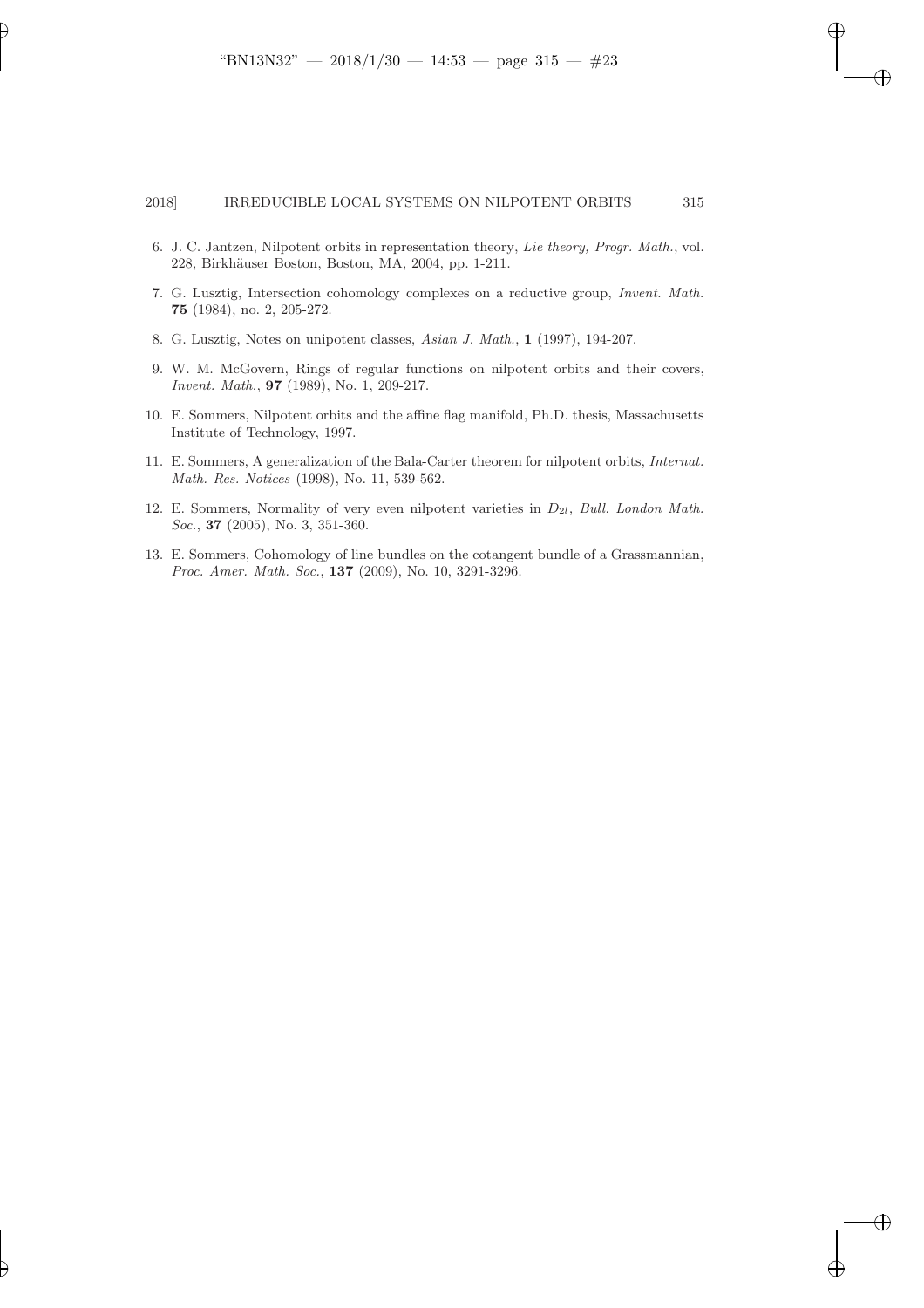6. J. C. Jantzen, Nilpotent orbits in representation theory, *Lie theory, Progr. Math.*, vol. 228, Birkhäuser Boston, Boston, MA, 2004, pp. 1-211.
7. G. Lusztig, Intersection cohomology complexes on a reductive group, *Invent. Math.* **75** (1984), no. 2, 205-272.
8. G. Lusztig, Notes on unipotent classes, *Asian J. Math.*, **1** (1997), 194-207.
9. W. M. McGovern, Rings of regular functions on nilpotent orbits and their covers, *Invent. Math.*, **97** (1989), No. 1, 209-217.
10. E. Sommers, Nilpotent orbits and the affine flag manifold, Ph.D. thesis, Massachusetts Institute of Technology, 1997.
11. E. Sommers, A generalization of the Bala-Carter theorem for nilpotent orbits, *Internat. Math. Res. Notices* (1998), No. 11, 539-562.
12. E. Sommers, Normality of very even nilpotent varieties in $D_{2l}$, *Bull. London Math. Soc.*, **37** (2005), No. 3, 351-360.
13. E. Sommers, Cohomology of line bundles on the cotangent bundle of a Grassmannian, *Proc. Amer. Math. Soc.*, **137** (2009), No. 10, 3291-3296.